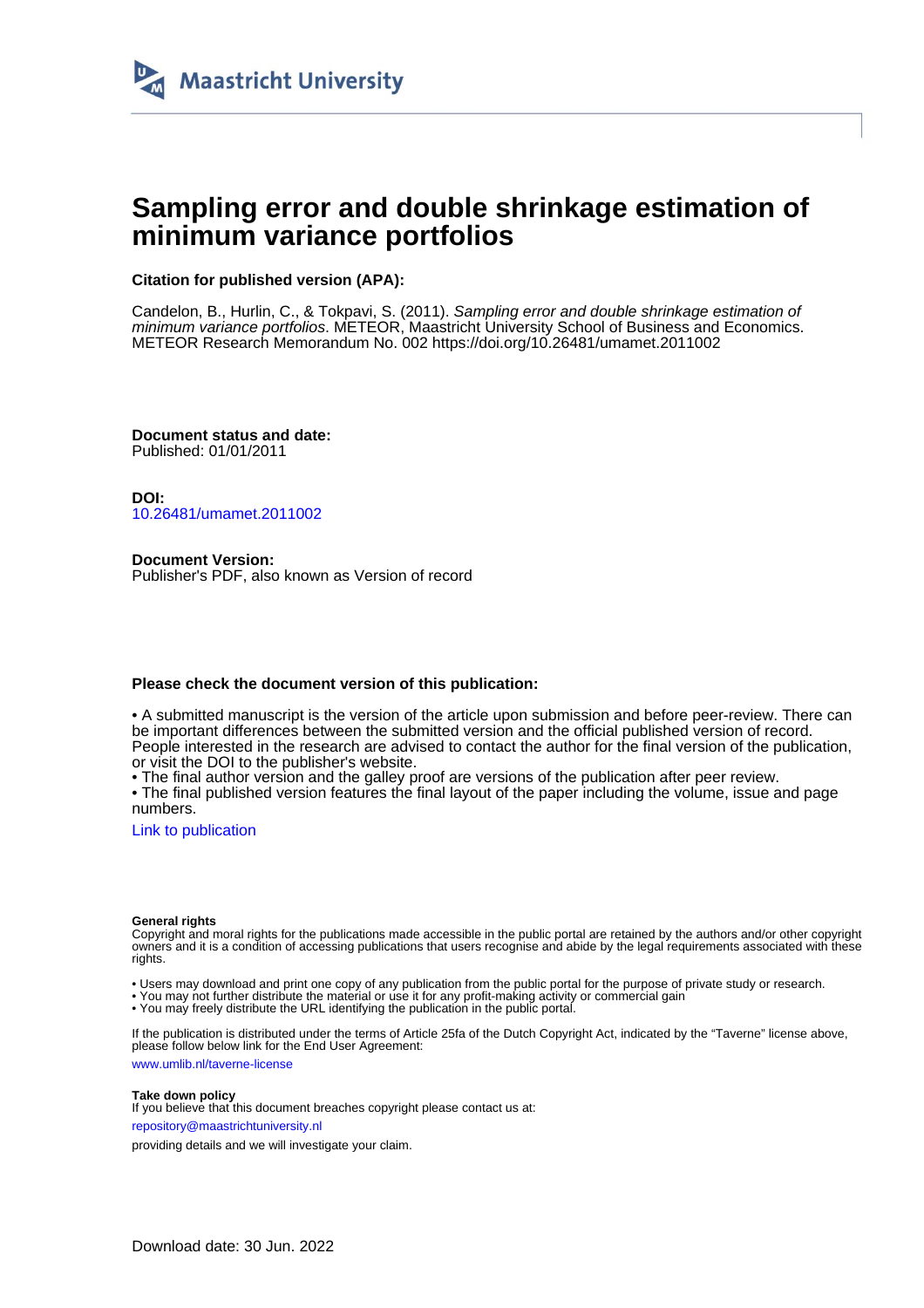Maastricht University

# Sampling error and double shrinkage estimation of minimum variance portfolios

**Citation for published version (APA):**

Candelon, B., Hurlin, C., & Tokpavi, S. (2011). *Sampling error and double shrinkage estimation of minimum variance portfolios*. METEOR, Maastricht University School of Business and Economics. METEOR Research Memorandum No. 002 https://doi.org/10.26481/umamet.2011002

**Document status and date:**
Published: 01/01/2011

**DOI:**
10.26481/umamet.2011002

**Document Version:**
Publisher's PDF, also known as Version of record

**Please check the document version of this publication:**

• A submitted manuscript is the version of the article upon submission and before peer-review. There can be important differences between the submitted version and the official published version of record. People interested in the research are advised to contact the author for the final version of the publication, or visit the DOI to the publisher's website.
• The final author version and the galley proof are versions of the publication after peer review.
• The final published version features the final layout of the paper including the volume, issue and page numbers.

Link to publication

**General rights**
Copyright and moral rights for the publications made accessible in the public portal are retained by the authors and/or other copyright owners and it is a condition of accessing publications that users recognise and abide by the legal requirements associated with these rights.

• Users may download and print one copy of any publication from the public portal for the purpose of private study or research.
• You may not further distribute the material or use it for any profit-making activity or commercial gain
• You may freely distribute the URL identifying the publication in the public portal.

If the publication is distributed under the terms of Article 25fa of the Dutch Copyright Act, indicated by the "Taverne" license above, please follow below link for the End User Agreement:

www.umlib.nl/taverne-license

**Take down policy**
If you believe that this document breaches copyright please contact us at:

repository@maastrichtuniversity.nl

providing details and we will investigate your claim.

Download date: 30 Jun. 2022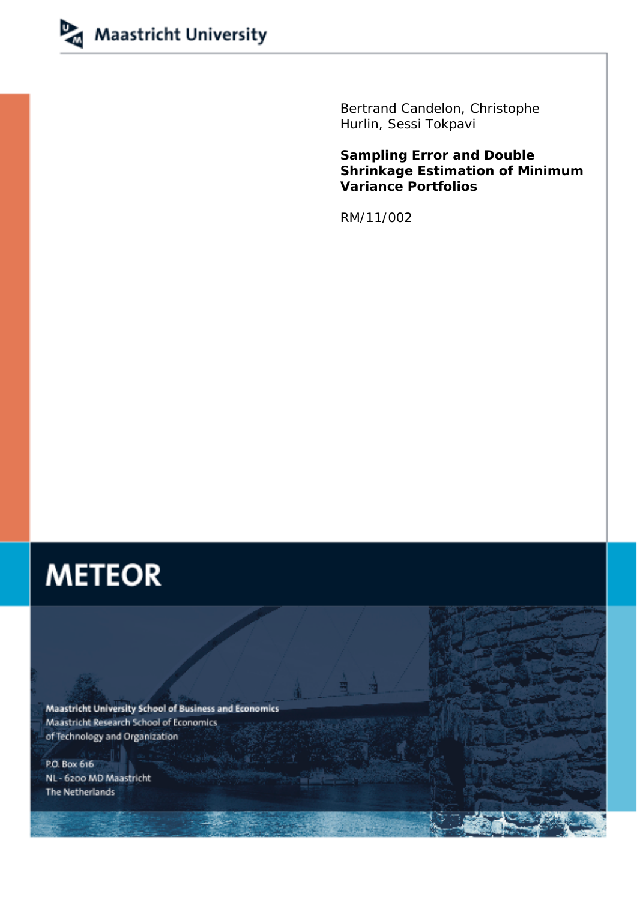Maastricht University

Bertrand Candelon, Christophe Hurlin, Sessi Tokpavi

**Sampling Error and Double Shrinkage Estimation of Minimum Variance Portfolios**

RM/11/002

# METEOR

Maastricht University School of Business and Economics
Maastricht Research School of Economics
of Technology and Organization

P.O. Box 616
NL - 6200 MD Maastricht
The Netherlands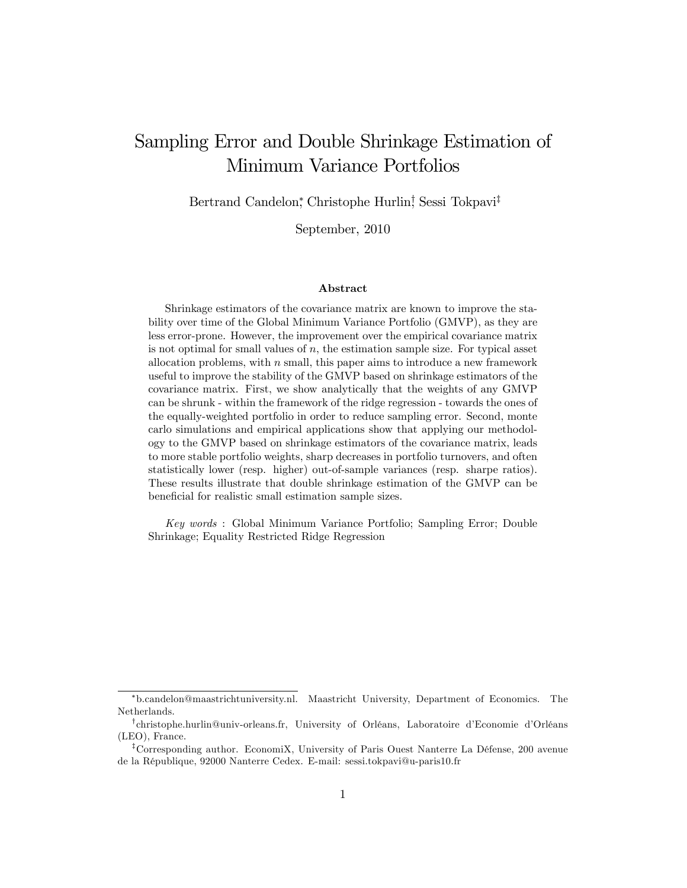# Sampling Error and Double Shrinkage Estimation of Minimum Variance Portfolios

Bertrand Candelon[*], Christophe Hurlin[†], Sessi Tokpavi[‡]

September, 2010

### Abstract

Shrinkage estimators of the covariance matrix are known to improve the stability over time of the Global Minimum Variance Portfolio (GMVP), as they are less error-prone. However, the improvement over the empirical covariance matrix is not optimal for small values of $n$, the estimation sample size. For typical asset allocation problems, with $n$ small, this paper aims to introduce a new framework useful to improve the stability of the GMVP based on shrinkage estimators of the covariance matrix. First, we show analytically that the weights of any GMVP can be shrunk - within the framework of the ridge regression - towards the ones of the equally-weighted portfolio in order to reduce sampling error. Second, monte carlo simulations and empirical applications show that applying our methodology to the GMVP based on shrinkage estimators of the covariance matrix, leads to more stable portfolio weights, sharp decreases in portfolio turnovers, and often statistically lower (resp. higher) out-of-sample variances (resp. sharpe ratios). These results illustrate that double shrinkage estimation of the GMVP can be beneficial for realistic small estimation sample sizes.

*Key words* : Global Minimum Variance Portfolio; Sampling Error; Double Shrinkage; Equality Restricted Ridge Regression

---

[*] b.candelon@maastrichtuniversity.nl. Maastricht University, Department of Economics. The Netherlands.

[†] christophe.hurlin@univ-orleans.fr, University of Orléans, Laboratoire d'Economie d'Orléans (LEO), France.

[‡] Corresponding author. EconomiX, University of Paris Ouest Nanterre La Défense, 200 avenue de la République, 92000 Nanterre Cedex. E-mail: sessi.tokpavi@u-paris10.fr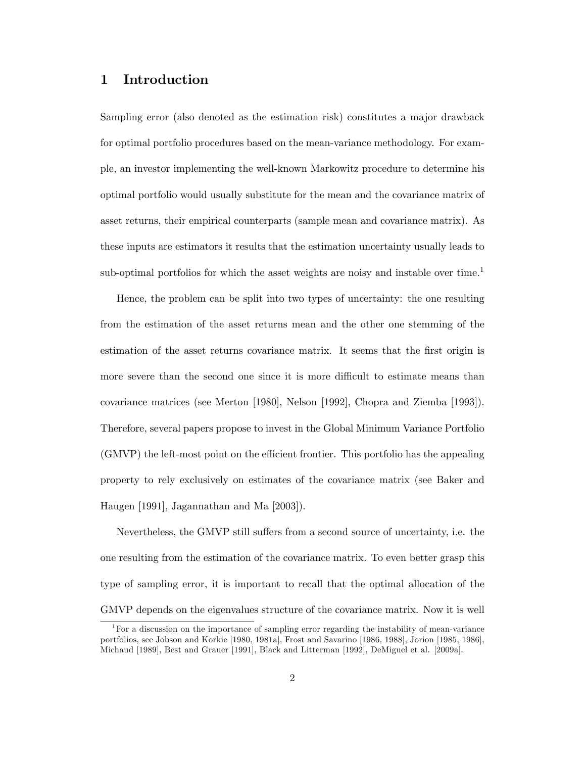# 1 Introduction

Sampling error (also denoted as the estimation risk) constitutes a major drawback for optimal portfolio procedures based on the mean-variance methodology. For example, an investor implementing the well-known Markowitz procedure to determine his optimal portfolio would usually substitute for the mean and the covariance matrix of asset returns, their empirical counterparts (sample mean and covariance matrix). As these inputs are estimators it results that the estimation uncertainty usually leads to sub-optimal portfolios for which the asset weights are noisy and instable over time.[1]

Hence, the problem can be split into two types of uncertainty: the one resulting from the estimation of the asset returns mean and the other one stemming of the estimation of the asset returns covariance matrix. It seems that the first origin is more severe than the second one since it is more difficult to estimate means than covariance matrices (see Merton [1980], Nelson [1992], Chopra and Ziemba [1993]). Therefore, several papers propose to invest in the Global Minimum Variance Portfolio (GMVP) the left-most point on the efficient frontier. This portfolio has the appealing property to rely exclusively on estimates of the covariance matrix (see Baker and Haugen [1991], Jagannathan and Ma [2003]).

Nevertheless, the GMVP still suffers from a second source of uncertainty, i.e. the one resulting from the estimation of the covariance matrix. To even better grasp this type of sampling error, it is important to recall that the optimal allocation of the GMVP depends on the eigenvalues structure of the covariance matrix. Now it is well

[1] For a discussion on the importance of sampling error regarding the instability of mean-variance portfolios, see Jobson and Korkie [1980, 1981a], Frost and Savarino [1986, 1988], Jorion [1985, 1986], Michaud [1989], Best and Grauer [1991], Black and Litterman [1992], DeMiguel et al. [2009a].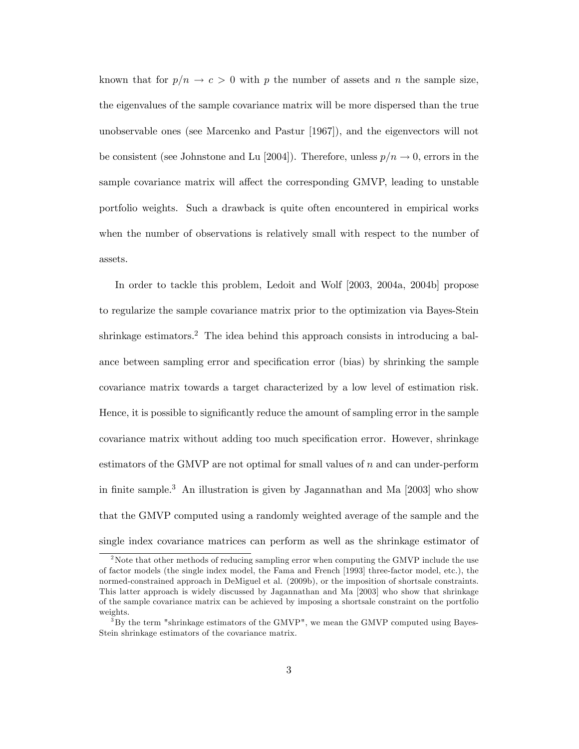known that for $p/n \to c > 0$ with $p$ the number of assets and $n$ the sample size, the eigenvalues of the sample covariance matrix will be more dispersed than the true unobservable ones (see Marcenko and Pastur [1967]), and the eigenvectors will not be consistent (see Johnstone and Lu [2004]). Therefore, unless $p/n \to 0$, errors in the sample covariance matrix will affect the corresponding GMVP, leading to unstable portfolio weights. Such a drawback is quite often encountered in empirical works when the number of observations is relatively small with respect to the number of assets.

In order to tackle this problem, Ledoit and Wolf [2003, 2004a, 2004b] propose to regularize the sample covariance matrix prior to the optimization via Bayes-Stein shrinkage estimators.[2] The idea behind this approach consists in introducing a balance between sampling error and specification error (bias) by shrinking the sample covariance matrix towards a target characterized by a low level of estimation risk. Hence, it is possible to significantly reduce the amount of sampling error in the sample covariance matrix without adding too much specification error. However, shrinkage estimators of the GMVP are not optimal for small values of $n$ and can under-perform in finite sample.[3] An illustration is given by Jagannathan and Ma [2003] who show that the GMVP computed using a randomly weighted average of the sample and the single index covariance matrices can perform as well as the shrinkage estimator of

[2] Note that other methods of reducing sampling error when computing the GMVP include the use of factor models (the single index model, the Fama and French [1993] three-factor model, etc.), the normed-constrained approach in DeMiguel et al. (2009b), or the imposition of shortsale constraints. This latter approach is widely discussed by Jagannathan and Ma [2003] who show that shrinkage of the sample covariance matrix can be achieved by imposing a shortsale constraint on the portfolio weights.

[3] By the term "shrinkage estimators of the GMVP", we mean the GMVP computed using Bayes-Stein shrinkage estimators of the covariance matrix.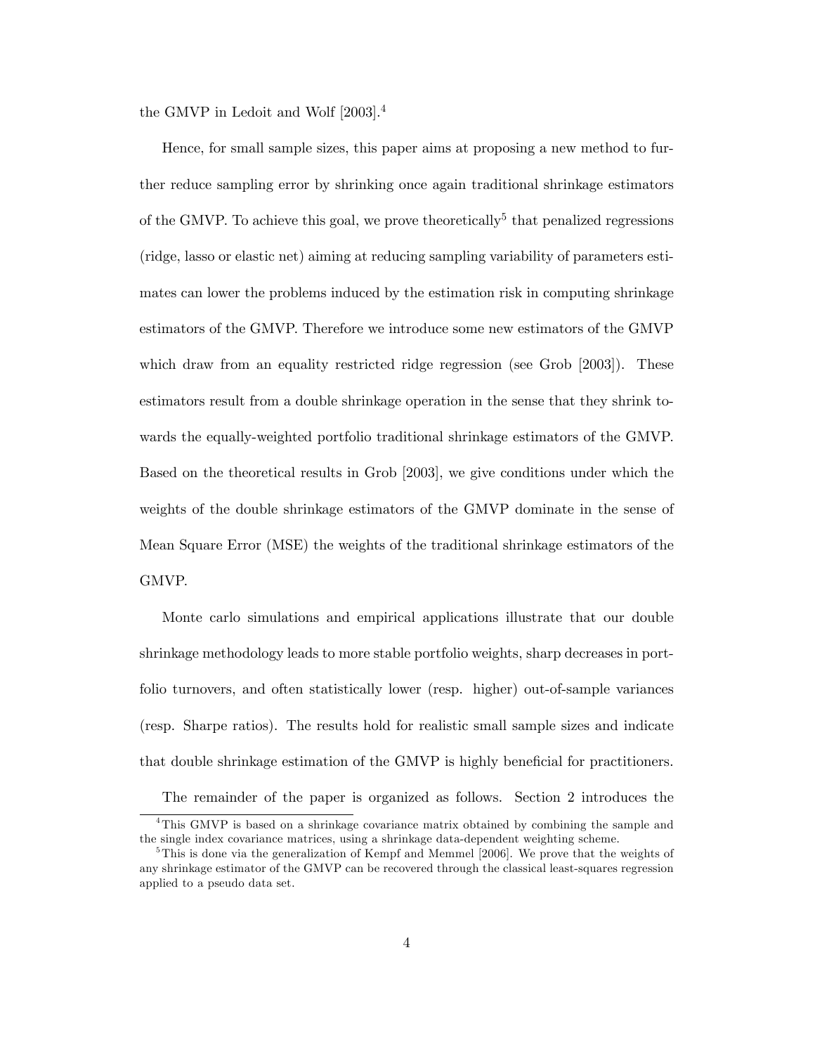the GMVP in Ledoit and Wolf [2003].[4]

Hence, for small sample sizes, this paper aims at proposing a new method to further reduce sampling error by shrinking once again traditional shrinkage estimators of the GMVP. To achieve this goal, we prove theoretically[5] that penalized regressions (ridge, lasso or elastic net) aiming at reducing sampling variability of parameters estimates can lower the problems induced by the estimation risk in computing shrinkage estimators of the GMVP. Therefore we introduce some new estimators of the GMVP which draw from an equality restricted ridge regression (see Grob [2003]). These estimators result from a double shrinkage operation in the sense that they shrink towards the equally-weighted portfolio traditional shrinkage estimators of the GMVP. Based on the theoretical results in Grob [2003], we give conditions under which the weights of the double shrinkage estimators of the GMVP dominate in the sense of Mean Square Error (MSE) the weights of the traditional shrinkage estimators of the GMVP.

Monte carlo simulations and empirical applications illustrate that our double shrinkage methodology leads to more stable portfolio weights, sharp decreases in portfolio turnovers, and often statistically lower (resp. higher) out-of-sample variances (resp. Sharpe ratios). The results hold for realistic small sample sizes and indicate that double shrinkage estimation of the GMVP is highly beneficial for practitioners.

The remainder of the paper is organized as follows. Section 2 introduces the

[4] This GMVP is based on a shrinkage covariance matrix obtained by combining the sample and the single index covariance matrices, using a shrinkage data-dependent weighting scheme.

[5] This is done via the generalization of Kempf and Memmel [2006]. We prove that the weights of any shrinkage estimator of the GMVP can be recovered through the classical least-squares regression applied to a pseudo data set.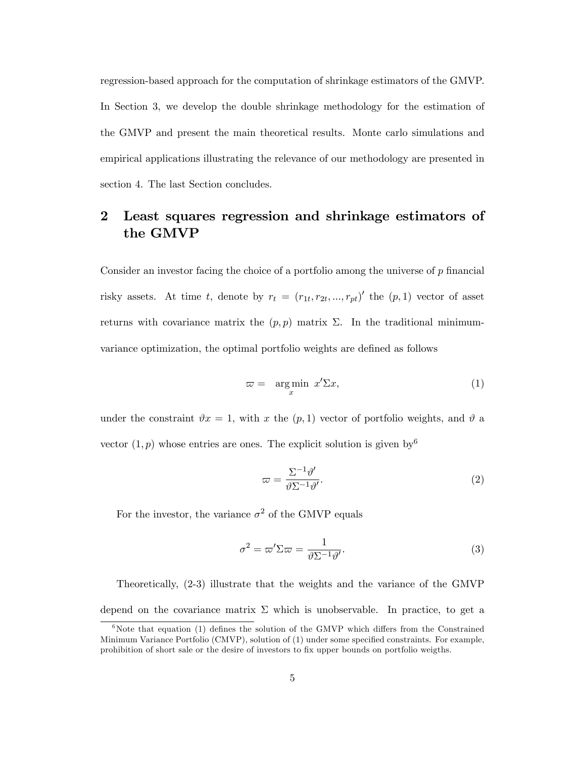regression-based approach for the computation of shrinkage estimators of the GMVP. In Section 3, we develop the double shrinkage methodology for the estimation of the GMVP and present the main theoretical results. Monte carlo simulations and empirical applications illustrating the relevance of our methodology are presented in section 4. The last Section concludes.

## 2 Least squares regression and shrinkage estimators of the GMVP

Consider an investor facing the choice of a portfolio among the universe of $p$ financial risky assets. At time $t$, denote by $r_t = (r_{1t}, r_{2t}, ..., r_{pt})'$ the $(p, 1)$ vector of asset returns with covariance matrix the $(p, p)$ matrix $\Sigma$. In the traditional minimum-variance optimization, the optimal portfolio weights are defined as follows

$$\varpi = \underset{x}{\arg\min}\ x'\Sigma x, \tag{1}$$

under the constraint $\vartheta x = 1$, with $x$ the $(p, 1)$ vector of portfolio weights, and $\vartheta$ a vector $(1, p)$ whose entries are ones. The explicit solution is given by[6]

$$\varpi = \frac{\Sigma^{-1}\vartheta'}{\vartheta\Sigma^{-1}\vartheta'}. \tag{2}$$

For the investor, the variance $\sigma^2$ of the GMVP equals

$$\sigma^2 = \varpi'\Sigma\varpi = \frac{1}{\vartheta\Sigma^{-1}\vartheta'}. \tag{3}$$

Theoretically, (2-3) illustrate that the weights and the variance of the GMVP depend on the covariance matrix $\Sigma$ which is unobservable. In practice, to get a

[6] Note that equation (1) defines the solution of the GMVP which differs from the Constrained Minimum Variance Portfolio (CMVP), solution of (1) under some specified constraints. For example, prohibition of short sale or the desire of investors to fix upper bounds on portfolio weigths.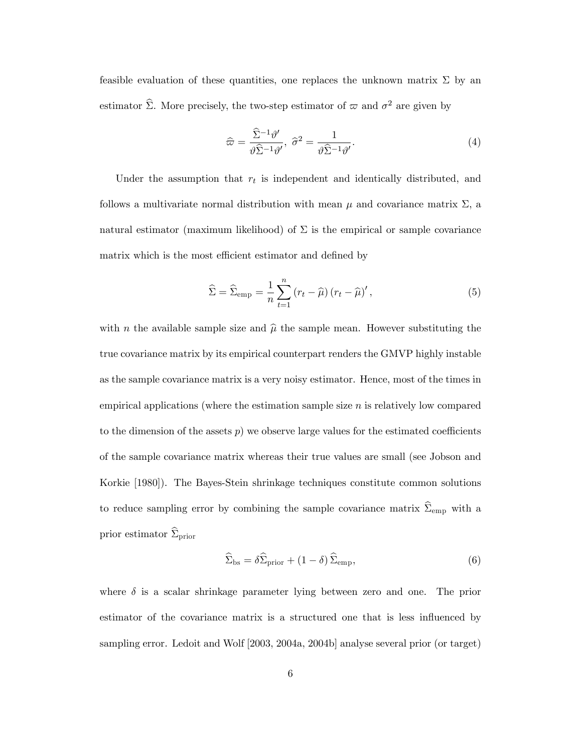feasible evaluation of these quantities, one replaces the unknown matrix $\Sigma$ by an estimator $\widehat{\Sigma}$. More precisely, the two-step estimator of $\varpi$ and $\sigma^2$ are given by

$$\widehat{\varpi} = \frac{\widehat{\Sigma}^{-1}\vartheta'}{\vartheta\widehat{\Sigma}^{-1}\vartheta'},\ \widehat{\sigma}^2 = \frac{1}{\vartheta\widehat{\Sigma}^{-1}\vartheta'}. \tag{4}$$

Under the assumption that $r_t$ is independent and identically distributed, and follows a multivariate normal distribution with mean $\mu$ and covariance matrix $\Sigma$, a natural estimator (maximum likelihood) of $\Sigma$ is the empirical or sample covariance matrix which is the most efficient estimator and defined by

$$\widehat{\Sigma} = \widehat{\Sigma}_{\text{emp}} = \frac{1}{n}\sum_{t=1}^{n}\left(r_t - \widehat{\mu}\right)\left(r_t - \widehat{\mu}\right)', \tag{5}$$

with $n$ the available sample size and $\widehat{\mu}$ the sample mean. However substituting the true covariance matrix by its empirical counterpart renders the GMVP highly instable as the sample covariance matrix is a very noisy estimator. Hence, most of the times in empirical applications (where the estimation sample size $n$ is relatively low compared to the dimension of the assets $p$) we observe large values for the estimated coefficients of the sample covariance matrix whereas their true values are small (see Jobson and Korkie [1980]). The Bayes-Stein shrinkage techniques constitute common solutions to reduce sampling error by combining the sample covariance matrix $\widehat{\Sigma}_{\text{emp}}$ with a prior estimator $\widehat{\Sigma}_{\text{prior}}$

$$\widehat{\Sigma}_{\text{bs}} = \delta\widehat{\Sigma}_{\text{prior}} + (1-\delta)\,\widehat{\Sigma}_{\text{emp}}, \tag{6}$$

where $\delta$ is a scalar shrinkage parameter lying between zero and one. The prior estimator of the covariance matrix is a structured one that is less influenced by sampling error. Ledoit and Wolf [2003, 2004a, 2004b] analyse several prior (or target)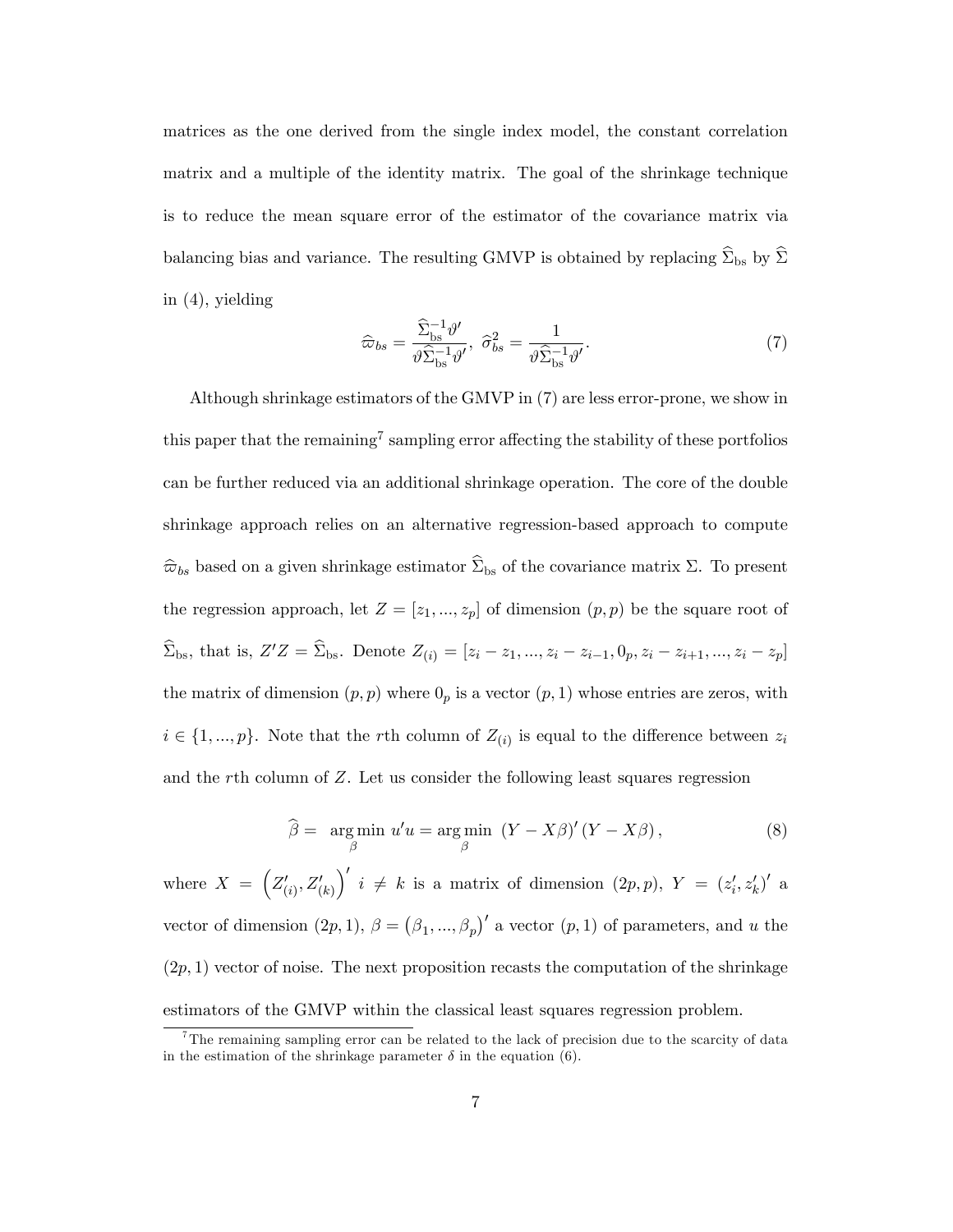matrices as the one derived from the single index model, the constant correlation matrix and a multiple of the identity matrix. The goal of the shrinkage technique is to reduce the mean square error of the estimator of the covariance matrix via balancing bias and variance. The resulting GMVP is obtained by replacing $\widehat{\Sigma}_{\text{bs}}$ by $\widehat{\Sigma}$ in (4), yielding

$$\widehat{\varpi}_{bs} = \frac{\widehat{\Sigma}_{\text{bs}}^{-1}\vartheta'}{\vartheta\widehat{\Sigma}_{\text{bs}}^{-1}\vartheta'},\ \widehat{\sigma}_{bs}^{2} = \frac{1}{\vartheta\widehat{\Sigma}_{\text{bs}}^{-1}\vartheta'}. \tag{7}$$

Although shrinkage estimators of the GMVP in (7) are less error-prone, we show in this paper that the remaining[7] sampling error affecting the stability of these portfolios can be further reduced via an additional shrinkage operation. The core of the double shrinkage approach relies on an alternative regression-based approach to compute $\widehat{\varpi}_{bs}$ based on a given shrinkage estimator $\widehat{\Sigma}_{\text{bs}}$ of the covariance matrix $\Sigma$. To present the regression approach, let $Z = [z_1, ..., z_p]$ of dimension $(p, p)$ be the square root of $\widehat{\Sigma}_{\text{bs}}$, that is, $Z'Z = \widehat{\Sigma}_{\text{bs}}$. Denote $Z_{(i)} = [z_i - z_1, ..., z_i - z_{i-1}, 0_p, z_i - z_{i+1}, ..., z_i - z_p]$ the matrix of dimension $(p, p)$ where $0_p$ is a vector $(p, 1)$ whose entries are zeros, with $i \in \{1, ..., p\}$. Note that the $r$th column of $Z_{(i)}$ is equal to the difference between $z_i$ and the $r$th column of $Z$. Let us consider the following least squares regression

$$\widehat{\beta} = \underset{\beta}{\arg\min}\ u'u = \underset{\beta}{\arg\min}\ (Y - X\beta)'(Y - X\beta), \tag{8}$$

where $X = \left(Z'_{(i)}, Z'_{(k)}\right)'$ $i \neq k$ is a matrix of dimension $(2p, p)$, $Y = (z'_i, z'_k)'$ a vector of dimension $(2p, 1)$, $\beta = \left(\beta_1, ..., \beta_p\right)'$ a vector $(p, 1)$ of parameters, and $u$ the $(2p, 1)$ vector of noise. The next proposition recasts the computation of the shrinkage estimators of the GMVP within the classical least squares regression problem.

[7] The remaining sampling error can be related to the lack of precision due to the scarcity of data in the estimation of the shrinkage parameter $\delta$ in the equation (6).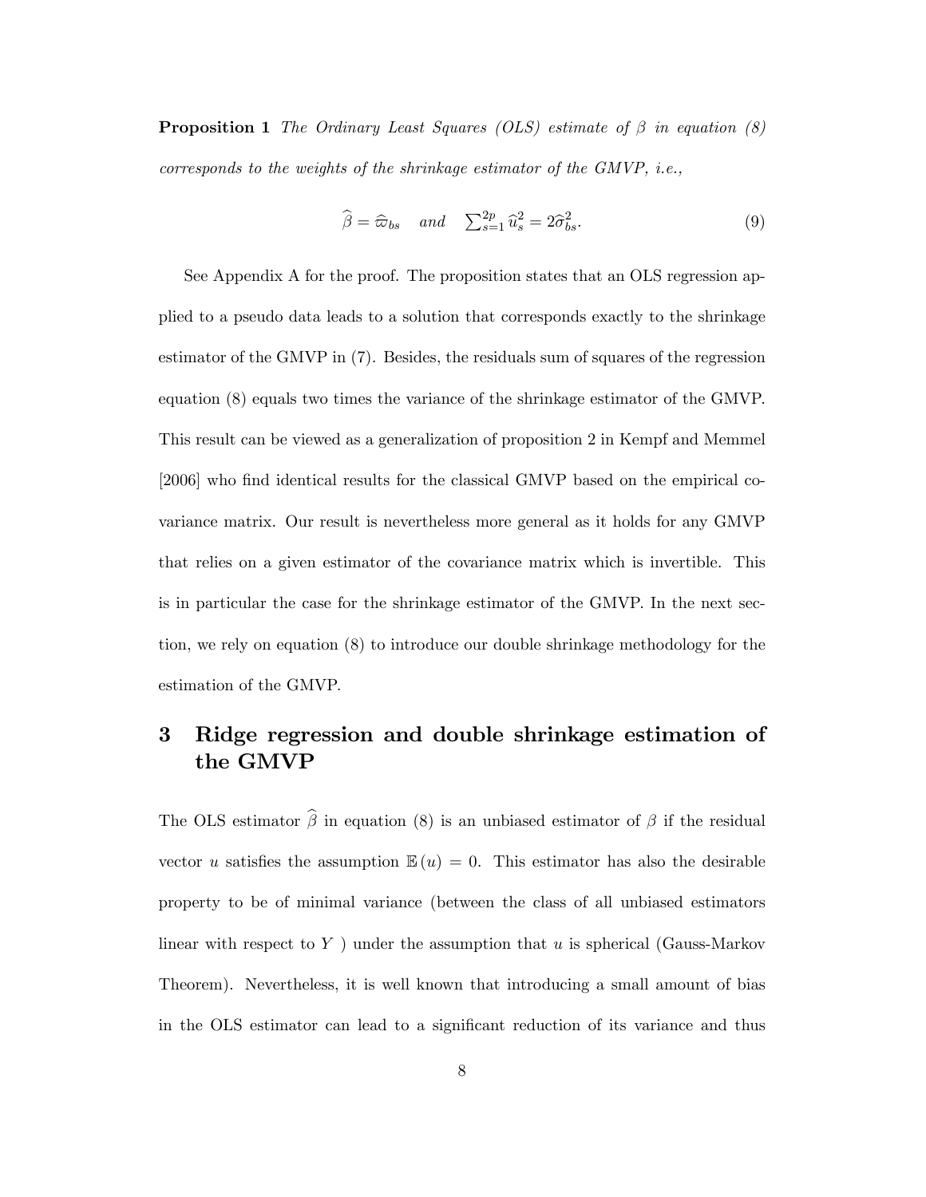**Proposition 1** *The Ordinary Least Squares (OLS) estimate of $\beta$ in equation (8) corresponds to the weights of the shrinkage estimator of the GMVP, i.e.,*

$$\widehat{\beta} = \widehat{\varpi}_{bs} \quad \text{and} \quad \textstyle\sum_{s=1}^{2p} \widehat{u}_s^2 = 2\widehat{\sigma}_{bs}^2. \tag{9}$$

See Appendix A for the proof. The proposition states that an OLS regression applied to a pseudo data leads to a solution that corresponds exactly to the shrinkage estimator of the GMVP in (7). Besides, the residuals sum of squares of the regression equation (8) equals two times the variance of the shrinkage estimator of the GMVP. This result can be viewed as a generalization of proposition 2 in Kempf and Memmel [2006] who find identical results for the classical GMVP based on the empirical covariance matrix. Our result is nevertheless more general as it holds for any GMVP that relies on a given estimator of the covariance matrix which is invertible. This is in particular the case for the shrinkage estimator of the GMVP. In the next section, we rely on equation (8) to introduce our double shrinkage methodology for the estimation of the GMVP.

# 3 Ridge regression and double shrinkage estimation of the GMVP

The OLS estimator $\widehat{\beta}$ in equation (8) is an unbiased estimator of $\beta$ if the residual vector $u$ satisfies the assumption $\mathbb{E}(u) = 0$. This estimator has also the desirable property to be of minimal variance (between the class of all unbiased estimators linear with respect to $Y$ ) under the assumption that $u$ is spherical (Gauss-Markov Theorem). Nevertheless, it is well known that introducing a small amount of bias in the OLS estimator can lead to a significant reduction of its variance and thus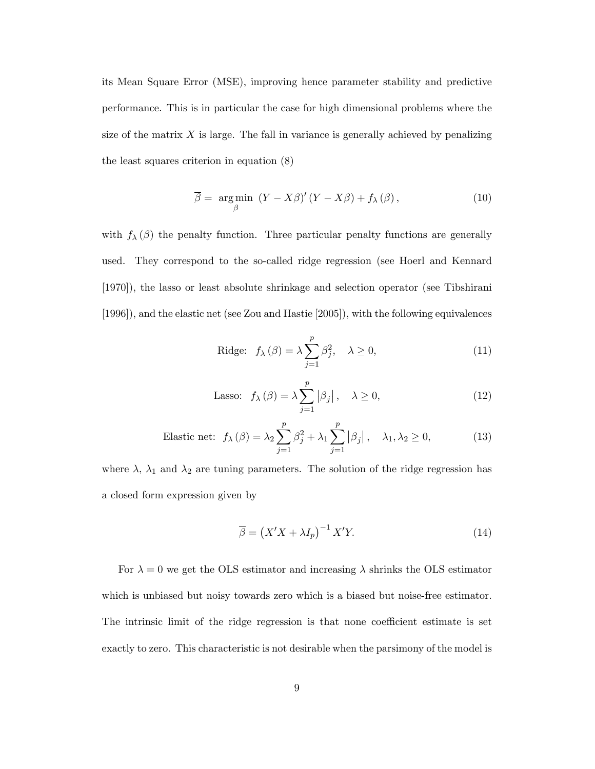its Mean Square Error (MSE), improving hence parameter stability and predictive performance. This is in particular the case for high dimensional problems where the size of the matrix $X$ is large. The fall in variance is generally achieved by penalizing the least squares criterion in equation (8)

$$\overline{\beta} = \underset{\beta}{\arg\min} \ (Y - X\beta)' (Y - X\beta) + f_\lambda (\beta), \tag{10}$$

with $f_\lambda (\beta)$ the penalty function. Three particular penalty functions are generally used. They correspond to the so-called ridge regression (see Hoerl and Kennard [1970]), the lasso or least absolute shrinkage and selection operator (see Tibshirani [1996]), and the elastic net (see Zou and Hastie [2005]), with the following equivalences

$$\text{Ridge:} \quad f_\lambda (\beta) = \lambda \sum_{j=1}^{p} \beta_j^2, \quad \lambda \geq 0, \tag{11}$$

$$\text{Lasso:} \quad f_\lambda (\beta) = \lambda \sum_{j=1}^{p} \left| \beta_j \right|, \quad \lambda \geq 0, \tag{12}$$

$$\text{Elastic net:} \quad f_\lambda (\beta) = \lambda_2 \sum_{j=1}^{p} \beta_j^2 + \lambda_1 \sum_{j=1}^{p} \left| \beta_j \right|, \quad \lambda_1, \lambda_2 \geq 0, \tag{13}$$

where $\lambda$, $\lambda_1$ and $\lambda_2$ are tuning parameters. The solution of the ridge regression has a closed form expression given by

$$\overline{\beta} = \left( X'X + \lambda I_p \right)^{-1} X'Y. \tag{14}$$

For $\lambda = 0$ we get the OLS estimator and increasing $\lambda$ shrinks the OLS estimator which is unbiased but noisy towards zero which is a biased but noise-free estimator. The intrinsic limit of the ridge regression is that none coefficient estimate is set exactly to zero. This characteristic is not desirable when the parsimony of the model is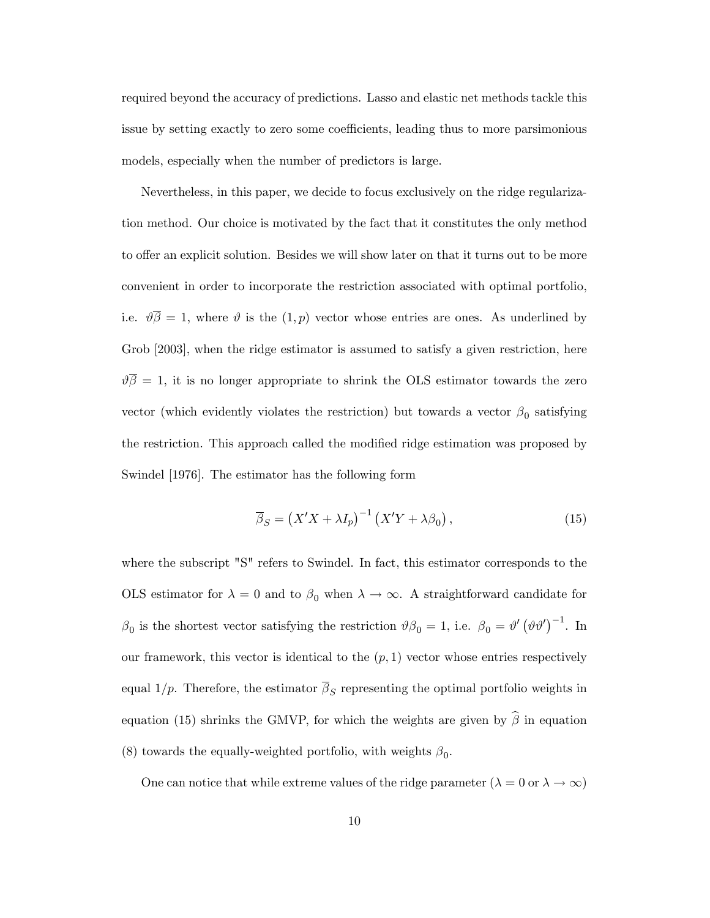required beyond the accuracy of predictions. Lasso and elastic net methods tackle this issue by setting exactly to zero some coefficients, leading thus to more parsimonious models, especially when the number of predictors is large.

Nevertheless, in this paper, we decide to focus exclusively on the ridge regularization method. Our choice is motivated by the fact that it constitutes the only method to offer an explicit solution. Besides we will show later on that it turns out to be more convenient in order to incorporate the restriction associated with optimal portfolio, i.e. $\vartheta\overline{\beta} = 1$, where $\vartheta$ is the $(1, p)$ vector whose entries are ones. As underlined by Grob [2003], when the ridge estimator is assumed to satisfy a given restriction, here $\vartheta\overline{\beta} = 1$, it is no longer appropriate to shrink the OLS estimator towards the zero vector (which evidently violates the restriction) but towards a vector $\beta_0$ satisfying the restriction. This approach called the modified ridge estimation was proposed by Swindel [1976]. The estimator has the following form

$$\overline{\beta}_S = \left(X'X + \lambda I_p\right)^{-1}\left(X'Y + \lambda\beta_0\right), \tag{15}$$

where the subscript "S" refers to Swindel. In fact, this estimator corresponds to the OLS estimator for $\lambda = 0$ and to $\beta_0$ when $\lambda \to \infty$. A straightforward candidate for $\beta_0$ is the shortest vector satisfying the restriction $\vartheta\beta_0 = 1$, i.e. $\beta_0 = \vartheta'\left(\vartheta\vartheta'\right)^{-1}$. In our framework, this vector is identical to the $(p, 1)$ vector whose entries respectively equal $1/p$. Therefore, the estimator $\overline{\beta}_S$ representing the optimal portfolio weights in equation (15) shrinks the GMVP, for which the weights are given by $\widehat{\beta}$ in equation (8) towards the equally-weighted portfolio, with weights $\beta_0$.

One can notice that while extreme values of the ridge parameter ($\lambda = 0$ or $\lambda \to \infty$)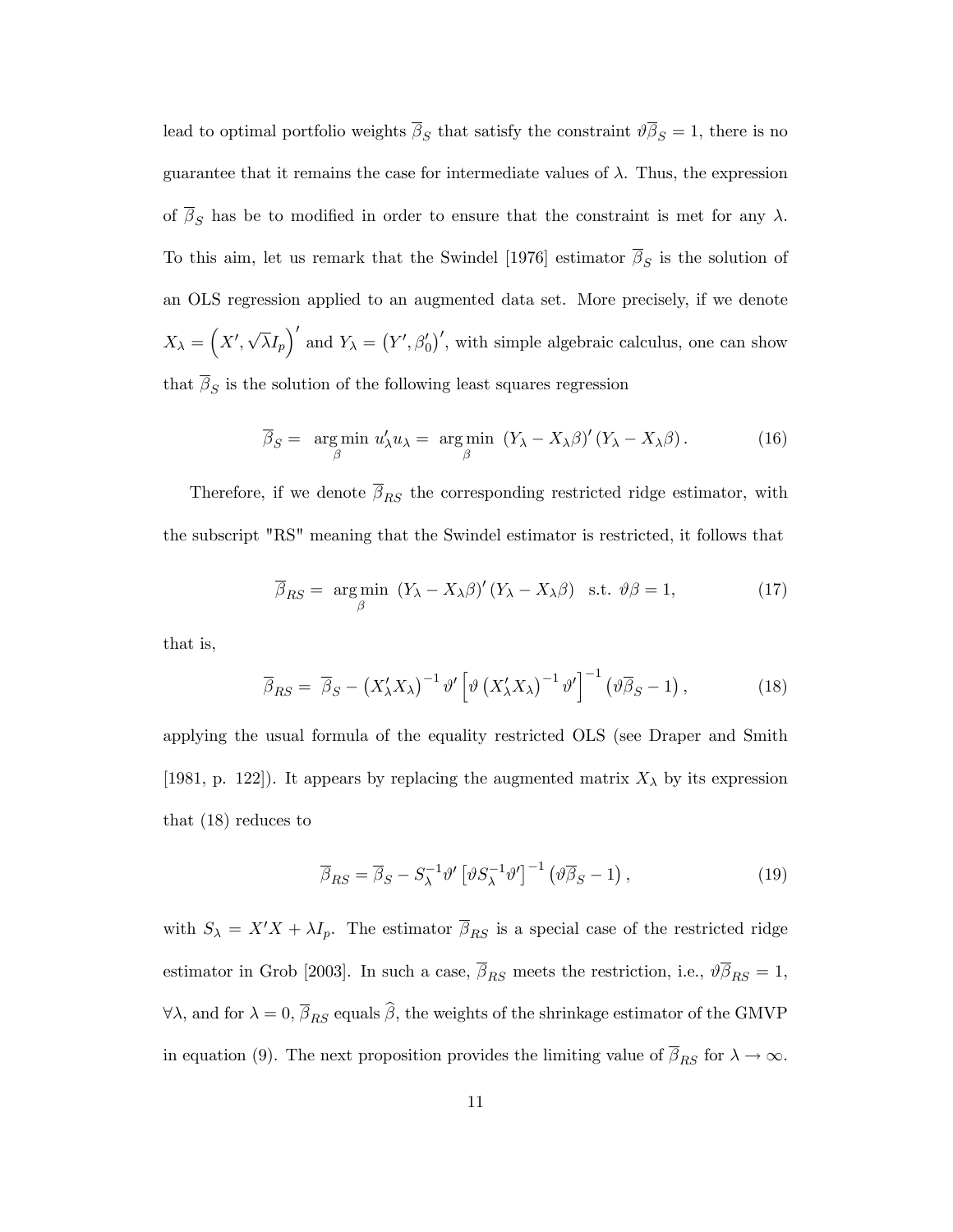lead to optimal portfolio weights $\overline{\beta}_S$ that satisfy the constraint $\vartheta\overline{\beta}_S = 1$, there is no guarantee that it remains the case for intermediate values of $\lambda$. Thus, the expression of $\overline{\beta}_S$ has be to modified in order to ensure that the constraint is met for any $\lambda$. To this aim, let us remark that the Swindel [1976] estimator $\overline{\beta}_S$ is the solution of an OLS regression applied to an augmented data set. More precisely, if we denote $X_\lambda = \left(X', \sqrt{\lambda}I_p\right)'$ and $Y_\lambda = \left(Y', \beta_0'\right)'$, with simple algebraic calculus, one can show that $\overline{\beta}_S$ is the solution of the following least squares regression

$$\overline{\beta}_S = \underset{\beta}{\arg\min}\ u_\lambda' u_\lambda = \underset{\beta}{\arg\min}\ \left(Y_\lambda - X_\lambda\beta\right)'\left(Y_\lambda - X_\lambda\beta\right). \tag{16}$$

Therefore, if we denote $\overline{\beta}_{RS}$ the corresponding restricted ridge estimator, with the subscript "RS" meaning that the Swindel estimator is restricted, it follows that

$$\overline{\beta}_{RS} = \underset{\beta}{\arg\min}\ \left(Y_\lambda - X_\lambda\beta\right)'\left(Y_\lambda - X_\lambda\beta\right) \quad \text{s.t. } \vartheta\beta = 1, \tag{17}$$

that is,

$$\overline{\beta}_{RS} = \overline{\beta}_S - \left(X_\lambda' X_\lambda\right)^{-1}\vartheta'\left[\vartheta\left(X_\lambda' X_\lambda\right)^{-1}\vartheta'\right]^{-1}\left(\vartheta\overline{\beta}_S - 1\right), \tag{18}$$

applying the usual formula of the equality restricted OLS (see Draper and Smith [1981, p. 122]). It appears by replacing the augmented matrix $X_\lambda$ by its expression that (18) reduces to

$$\overline{\beta}_{RS} = \overline{\beta}_S - S_\lambda^{-1}\vartheta'\left[\vartheta S_\lambda^{-1}\vartheta'\right]^{-1}\left(\vartheta\overline{\beta}_S - 1\right), \tag{19}$$

with $S_\lambda = X'X + \lambda I_p$. The estimator $\overline{\beta}_{RS}$ is a special case of the restricted ridge estimator in Grob [2003]. In such a case, $\overline{\beta}_{RS}$ meets the restriction, i.e., $\vartheta\overline{\beta}_{RS} = 1$, $\forall\lambda$, and for $\lambda = 0$, $\overline{\beta}_{RS}$ equals $\widehat{\beta}$, the weights of the shrinkage estimator of the GMVP in equation (9). The next proposition provides the limiting value of $\overline{\beta}_{RS}$ for $\lambda \to \infty$.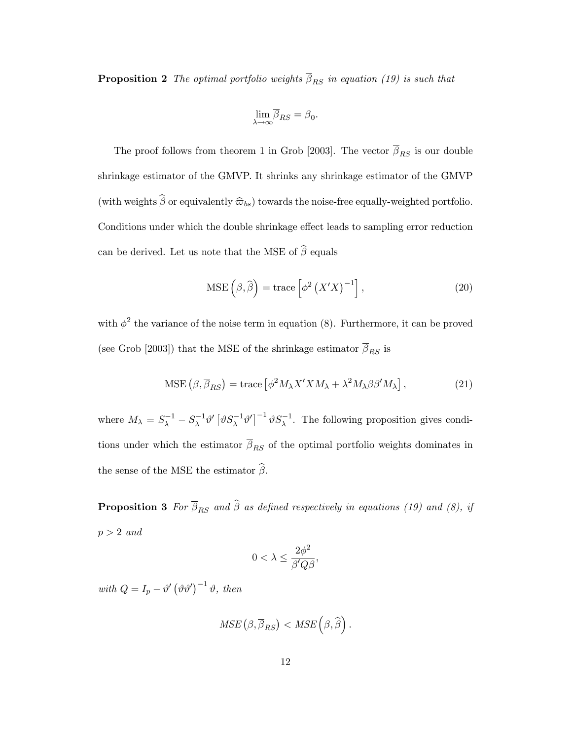**Proposition 2** *The optimal portfolio weights $\overline{\beta}_{RS}$ in equation (19) is such that*

$$\lim_{\lambda \to \infty} \overline{\beta}_{RS} = \beta_0.$$

The proof follows from theorem 1 in Grob [2003]. The vector $\overline{\beta}_{RS}$ is our double shrinkage estimator of the GMVP. It shrinks any shrinkage estimator of the GMVP (with weights $\widehat{\beta}$ or equivalently $\widehat{\varpi}_{bs}$) towards the noise-free equally-weighted portfolio. Conditions under which the double shrinkage effect leads to sampling error reduction can be derived. Let us note that the MSE of $\widehat{\beta}$ equals

$$\text{MSE}\left(\beta, \widehat{\beta}\right) = \text{trace}\left[\phi^2 \left(X'X\right)^{-1}\right], \tag{20}$$

with $\phi^2$ the variance of the noise term in equation (8). Furthermore, it can be proved (see Grob [2003]) that the MSE of the shrinkage estimator $\overline{\beta}_{RS}$ is

$$\text{MSE}\left(\beta, \overline{\beta}_{RS}\right) = \text{trace}\left[\phi^2 M_\lambda X'X M_\lambda + \lambda^2 M_\lambda \beta \beta' M_\lambda\right], \tag{21}$$

where $M_\lambda = S_\lambda^{-1} - S_\lambda^{-1}\vartheta' \left[\vartheta S_\lambda^{-1} \vartheta'\right]^{-1} \vartheta S_\lambda^{-1}$. The following proposition gives conditions under which the estimator $\overline{\beta}_{RS}$ of the optimal portfolio weights dominates in the sense of the MSE the estimator $\widehat{\beta}$.

**Proposition 3** *For $\overline{\beta}_{RS}$ and $\widehat{\beta}$ as defined respectively in equations (19) and (8), if $p > 2$ and*

$$0 < \lambda \leq \frac{2\phi^2}{\beta' Q \beta},$$

*with $Q = I_p - \vartheta' \left(\vartheta \vartheta'\right)^{-1} \vartheta$, then*

$$MSE\left(\beta, \overline{\beta}_{RS}\right) < MSE\left(\beta, \widehat{\beta}\right).$$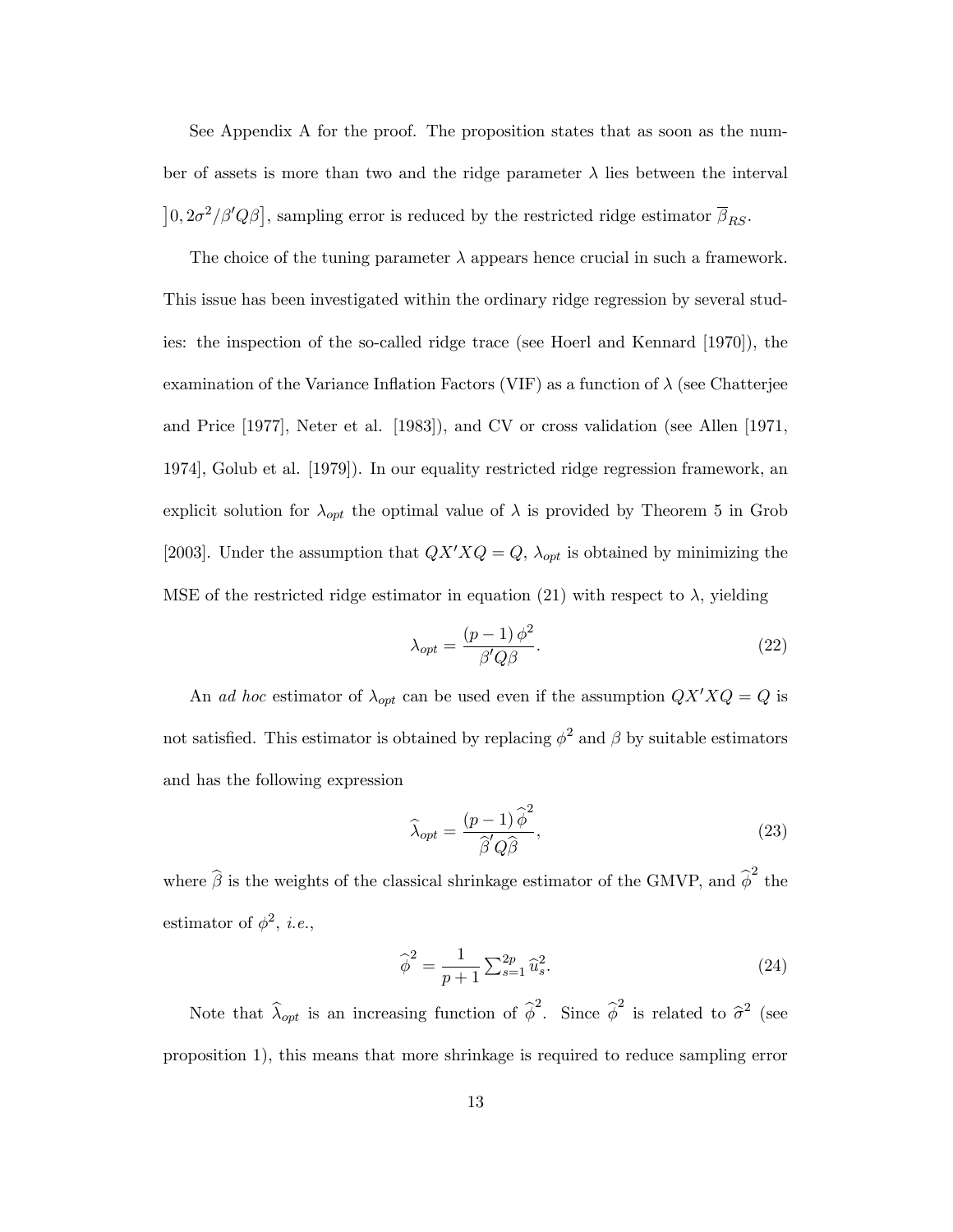See Appendix A for the proof. The proposition states that as soon as the number of assets is more than two and the ridge parameter $\lambda$ lies between the interval $\left]0, 2\sigma^2/\beta' Q\beta\right]$, sampling error is reduced by the restricted ridge estimator $\overline{\beta}_{RS}$.

The choice of the tuning parameter $\lambda$ appears hence crucial in such a framework. This issue has been investigated within the ordinary ridge regression by several studies: the inspection of the so-called ridge trace (see Hoerl and Kennard [1970]), the examination of the Variance Inflation Factors (VIF) as a function of $\lambda$ (see Chatterjee and Price [1977], Neter et al. [1983]), and CV or cross validation (see Allen [1971, 1974], Golub et al. [1979]). In our equality restricted ridge regression framework, an explicit solution for $\lambda_{opt}$ the optimal value of $\lambda$ is provided by Theorem 5 in Grob [2003]. Under the assumption that $QX'XQ = Q$, $\lambda_{opt}$ is obtained by minimizing the MSE of the restricted ridge estimator in equation (21) with respect to $\lambda$, yielding

$$\lambda_{opt} = \frac{(p-1)\,\phi^2}{\beta' Q\beta}. \tag{22}$$

An *ad hoc* estimator of $\lambda_{opt}$ can be used even if the assumption $QX'XQ = Q$ is not satisfied. This estimator is obtained by replacing $\phi^2$ and $\beta$ by suitable estimators and has the following expression

$$\widehat{\lambda}_{opt} = \frac{(p-1)\,\widehat{\phi}^2}{\widehat{\beta}' Q\widehat{\beta}}, \tag{23}$$

where $\widehat{\beta}$ is the weights of the classical shrinkage estimator of the GMVP, and $\widehat{\phi}^2$ the estimator of $\phi^2$, *i.e.*,

$$\widehat{\phi}^2 = \frac{1}{p+1} \textstyle\sum_{s=1}^{2p} \widehat{u}_s^2. \tag{24}$$

Note that $\widehat{\lambda}_{opt}$ is an increasing function of $\widehat{\phi}^2$. Since $\widehat{\phi}^2$ is related to $\widehat{\sigma}^2$ (see proposition 1), this means that more shrinkage is required to reduce sampling error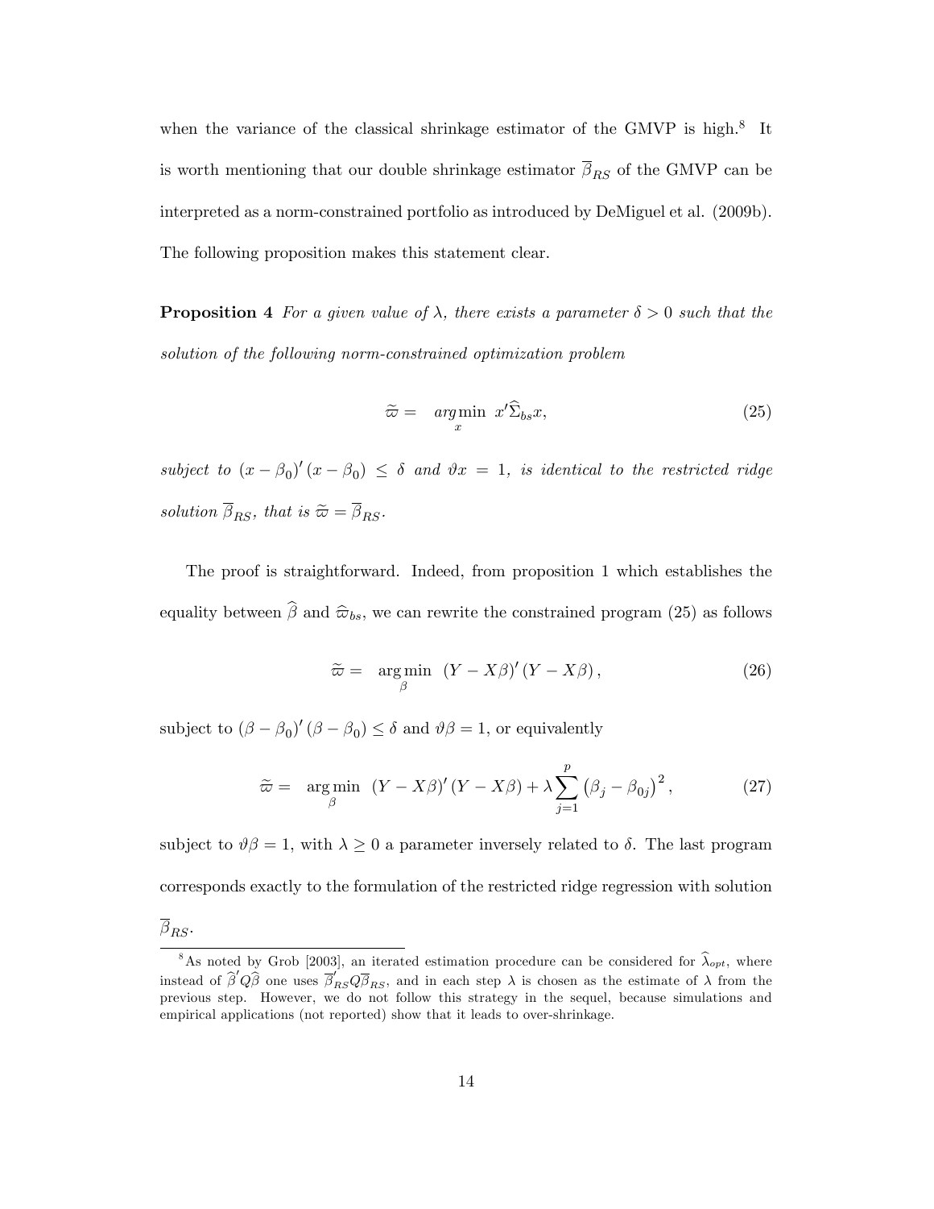when the variance of the classical shrinkage estimator of the GMVP is high.[8] It is worth mentioning that our double shrinkage estimator $\overline{\beta}_{RS}$ of the GMVP can be interpreted as a norm-constrained portfolio as introduced by DeMiguel et al. (2009b). The following proposition makes this statement clear.

**Proposition 4** *For a given value of $\lambda$, there exists a parameter $\delta > 0$ such that the solution of the following norm-constrained optimization problem*

$$\widetilde{\varpi} = \underset{x}{arg\min}\ x'\widehat{\Sigma}_{bs}x, \tag{25}$$

*subject to $(x - \beta_0)'(x - \beta_0) \leq \delta$ and $\vartheta x = 1$, is identical to the restricted ridge solution $\overline{\beta}_{RS}$, that is $\widetilde{\varpi} = \overline{\beta}_{RS}$.*

The proof is straightforward. Indeed, from proposition 1 which establishes the equality between $\widehat{\beta}$ and $\widehat{\varpi}_{bs}$, we can rewrite the constrained program (25) as follows

$$\widetilde{\varpi} = \underset{\beta}{\arg\min}\ (Y - X\beta)'(Y - X\beta), \tag{26}$$

subject to $(\beta - \beta_0)'(\beta - \beta_0) \leq \delta$ and $\vartheta\beta = 1$, or equivalently

$$\widetilde{\varpi} = \underset{\beta}{\arg\min}\ (Y - X\beta)'(Y - X\beta) + \lambda \sum_{j=1}^{p} \left(\beta_j - \beta_{0j}\right)^2, \tag{27}$$

subject to $\vartheta\beta = 1$, with $\lambda \geq 0$ a parameter inversely related to $\delta$. The last program corresponds exactly to the formulation of the restricted ridge regression with solution $\overline{\beta}_{RS}$.

[8] As noted by Grob [2003], an iterated estimation procedure can be considered for $\widehat{\lambda}_{opt}$, where instead of $\widehat{\beta}'Q\widehat{\beta}$ one uses $\overline{\beta}'_{RS}Q\overline{\beta}_{RS}$, and in each step $\lambda$ is chosen as the estimate of $\lambda$ from the previous step. However, we do not follow this strategy in the sequel, because simulations and empirical applications (not reported) show that it leads to over-shrinkage.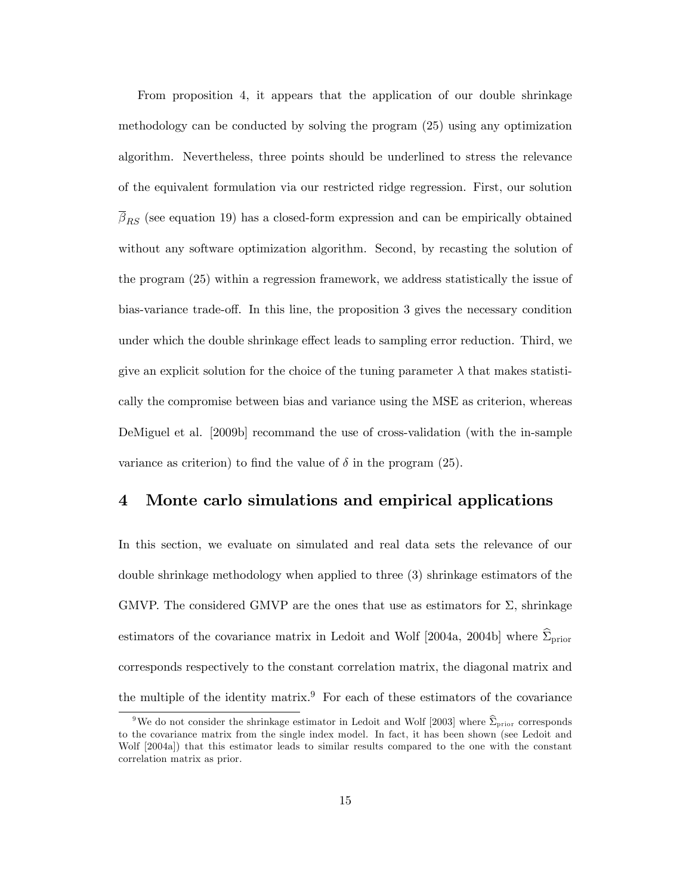From proposition 4, it appears that the application of our double shrinkage methodology can be conducted by solving the program (25) using any optimization algorithm. Nevertheless, three points should be underlined to stress the relevance of the equivalent formulation via our restricted ridge regression. First, our solution $\overline{\beta}_{RS}$ (see equation 19) has a closed-form expression and can be empirically obtained without any software optimization algorithm. Second, by recasting the solution of the program (25) within a regression framework, we address statistically the issue of bias-variance trade-off. In this line, the proposition 3 gives the necessary condition under which the double shrinkage effect leads to sampling error reduction. Third, we give an explicit solution for the choice of the tuning parameter $\lambda$ that makes statistically the compromise between bias and variance using the MSE as criterion, whereas DeMiguel et al. [2009b] recommand the use of cross-validation (with the in-sample variance as criterion) to find the value of $\delta$ in the program (25).

## 4 Monte carlo simulations and empirical applications

In this section, we evaluate on simulated and real data sets the relevance of our double shrinkage methodology when applied to three (3) shrinkage estimators of the GMVP. The considered GMVP are the ones that use as estimators for $\Sigma$, shrinkage estimators of the covariance matrix in Ledoit and Wolf [2004a, 2004b] where $\widehat{\Sigma}_{\text{prior}}$ corresponds respectively to the constant correlation matrix, the diagonal matrix and the multiple of the identity matrix.[9] For each of these estimators of the covariance

[9] We do not consider the shrinkage estimator in Ledoit and Wolf [2003] where $\widehat{\Sigma}_{\text{prior}}$ corresponds to the covariance matrix from the single index model. In fact, it has been shown (see Ledoit and Wolf [2004a]) that this estimator leads to similar results compared to the one with the constant correlation matrix as prior.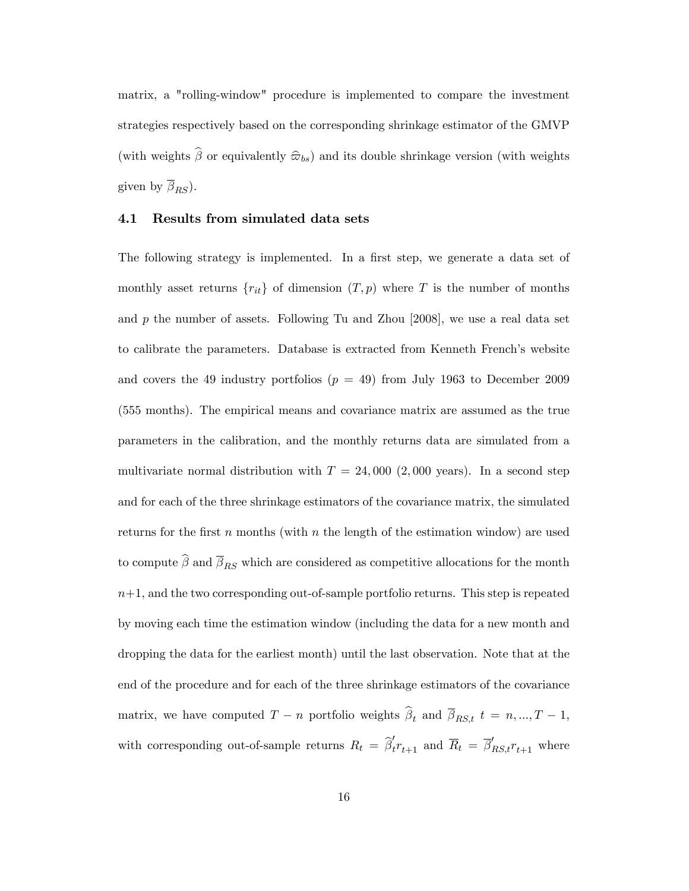matrix, a "rolling-window" procedure is implemented to compare the investment strategies respectively based on the corresponding shrinkage estimator of the GMVP (with weights $\widehat{\beta}$ or equivalently $\widehat{\varpi}_{bs}$) and its double shrinkage version (with weights given by $\overline{\beta}_{RS}$).

### 4.1 Results from simulated data sets

The following strategy is implemented. In a first step, we generate a data set of monthly asset returns $\{r_{it}\}$ of dimension $(T, p)$ where $T$ is the number of months and $p$ the number of assets. Following Tu and Zhou [2008], we use a real data set to calibrate the parameters. Database is extracted from Kenneth French's website and covers the 49 industry portfolios ($p = 49$) from July 1963 to December 2009 (555 months). The empirical means and covariance matrix are assumed as the true parameters in the calibration, and the monthly returns data are simulated from a multivariate normal distribution with $T = 24,000$ ($2,000$ years). In a second step and for each of the three shrinkage estimators of the covariance matrix, the simulated returns for the first $n$ months (with $n$ the length of the estimation window) are used to compute $\widehat{\beta}$ and $\overline{\beta}_{RS}$ which are considered as competitive allocations for the month $n+1$, and the two corresponding out-of-sample portfolio returns. This step is repeated by moving each time the estimation window (including the data for a new month and dropping the data for the earliest month) until the last observation. Note that at the end of the procedure and for each of the three shrinkage estimators of the covariance matrix, we have computed $T - n$ portfolio weights $\widehat{\beta}_t$ and $\overline{\beta}_{RS,t}$ $t = n, ..., T-1$, with corresponding out-of-sample returns $R_t = \widehat{\beta}_t' r_{t+1}$ and $\overline{R}_t = \overline{\beta}_{RS,t}' r_{t+1}$ where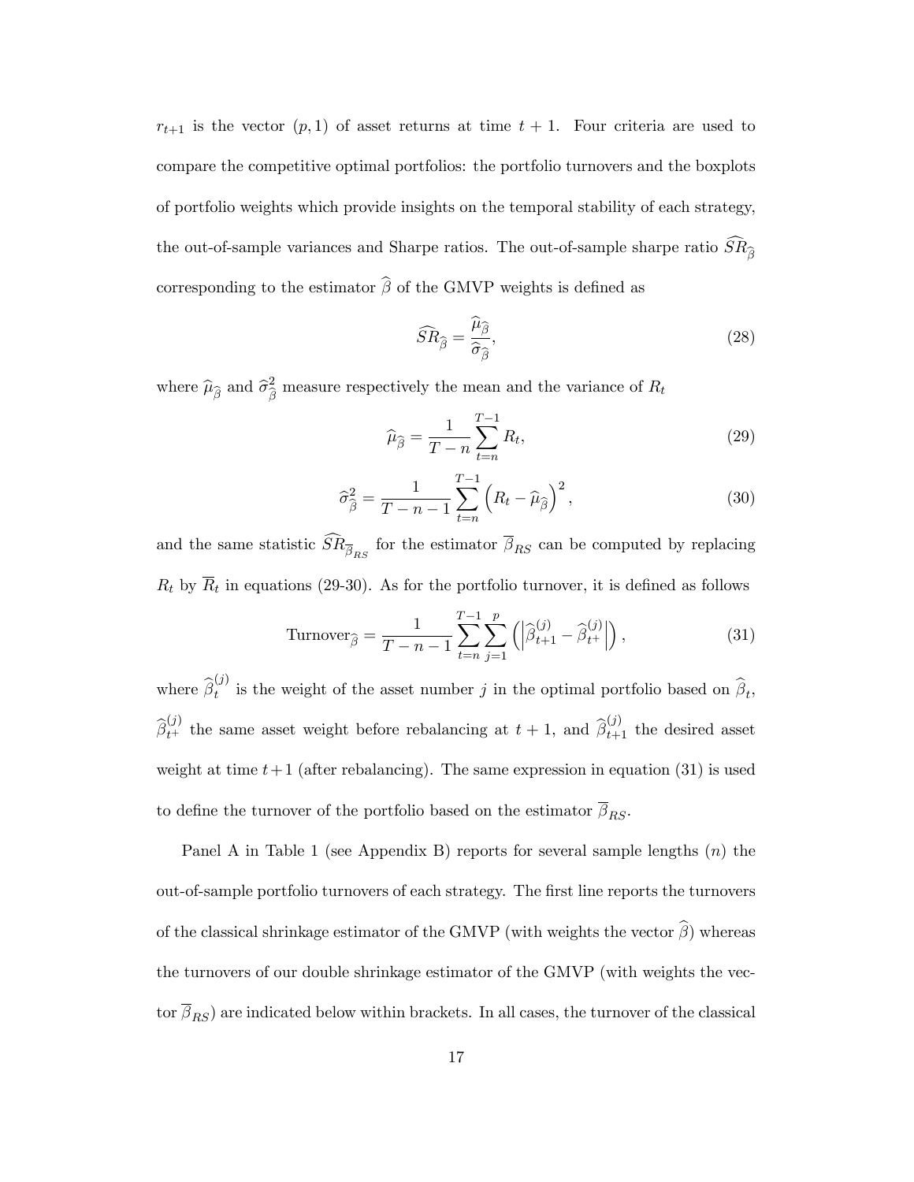$r_{t+1}$ is the vector $(p, 1)$ of asset returns at time $t+1$. Four criteria are used to compare the competitive optimal portfolios: the portfolio turnovers and the boxplots of portfolio weights which provide insights on the temporal stability of each strategy, the out-of-sample variances and Sharpe ratios. The out-of-sample sharpe ratio $\widehat{SR}_{\widehat{\beta}}$ corresponding to the estimator $\widehat{\beta}$ of the GMVP weights is defined as

$$\widehat{SR}_{\widehat{\beta}} = \frac{\widehat{\mu}_{\widehat{\beta}}}{\widehat{\sigma}_{\widehat{\beta}}}, \tag{28}$$

where $\widehat{\mu}_{\widehat{\beta}}$ and $\widehat{\sigma}^2_{\widehat{\beta}}$ measure respectively the mean and the variance of $R_t$

$$\widehat{\mu}_{\widehat{\beta}} = \frac{1}{T-n} \sum_{t=n}^{T-1} R_t, \tag{29}$$

$$\widehat{\sigma}^2_{\widehat{\beta}} = \frac{1}{T-n-1} \sum_{t=n}^{T-1} \left(R_t - \widehat{\mu}_{\widehat{\beta}}\right)^2, \tag{30}$$

and the same statistic $\widehat{SR}_{\overline{\beta}_{RS}}$ for the estimator $\overline{\beta}_{RS}$ can be computed by replacing $R_t$ by $\overline{R}_t$ in equations (29-30). As for the portfolio turnover, it is defined as follows

$$\text{Turnover}_{\widehat{\beta}} = \frac{1}{T-n-1} \sum_{t=n}^{T-1} \sum_{j=1}^{p} \left( \left| \widehat{\beta}^{(j)}_{t+1} - \widehat{\beta}^{(j)}_{t^+} \right| \right), \tag{31}$$

where $\widehat{\beta}^{(j)}_t$ is the weight of the asset number $j$ in the optimal portfolio based on $\widehat{\beta}_t$, $\widehat{\beta}^{(j)}_{t^+}$ the same asset weight before rebalancing at $t+1$, and $\widehat{\beta}^{(j)}_{t+1}$ the desired asset weight at time $t+1$ (after rebalancing). The same expression in equation (31) is used to define the turnover of the portfolio based on the estimator $\overline{\beta}_{RS}$.

Panel A in Table 1 (see Appendix B) reports for several sample lengths ($n$) the out-of-sample portfolio turnovers of each strategy. The first line reports the turnovers of the classical shrinkage estimator of the GMVP (with weights the vector $\widehat{\beta}$) whereas the turnovers of our double shrinkage estimator of the GMVP (with weights the vector $\overline{\beta}_{RS}$) are indicated below within brackets. In all cases, the turnover of the classical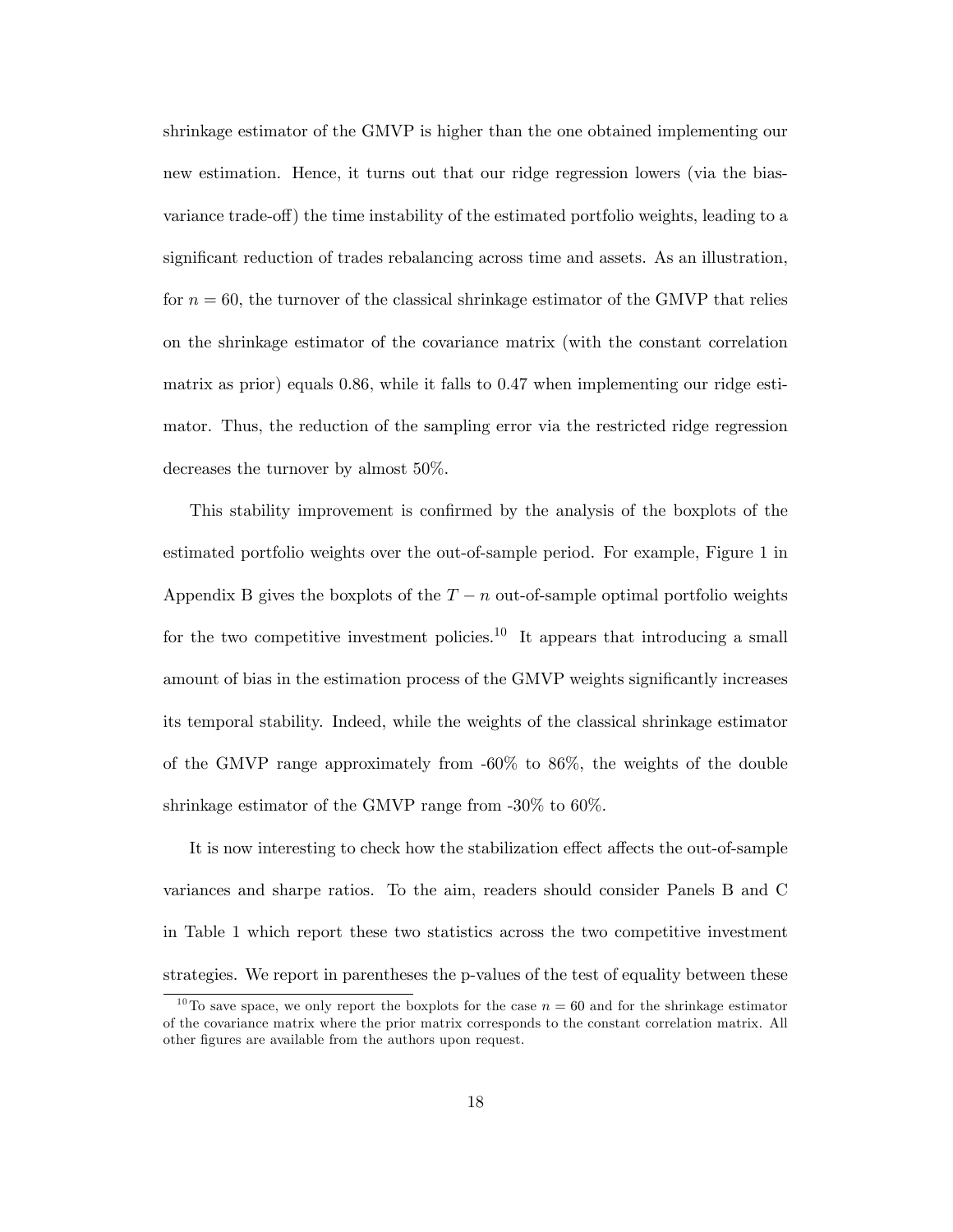shrinkage estimator of the GMVP is higher than the one obtained implementing our new estimation. Hence, it turns out that our ridge regression lowers (via the bias-variance trade-off) the time instability of the estimated portfolio weights, leading to a significant reduction of trades rebalancing across time and assets. As an illustration, for $n = 60$, the turnover of the classical shrinkage estimator of the GMVP that relies on the shrinkage estimator of the covariance matrix (with the constant correlation matrix as prior) equals 0.86, while it falls to 0.47 when implementing our ridge estimator. Thus, the reduction of the sampling error via the restricted ridge regression decreases the turnover by almost 50%.

This stability improvement is confirmed by the analysis of the boxplots of the estimated portfolio weights over the out-of-sample period. For example, Figure 1 in Appendix B gives the boxplots of the $T - n$ out-of-sample optimal portfolio weights for the two competitive investment policies.[10] It appears that introducing a small amount of bias in the estimation process of the GMVP weights significantly increases its temporal stability. Indeed, while the weights of the classical shrinkage estimator of the GMVP range approximately from -60% to 86%, the weights of the double shrinkage estimator of the GMVP range from -30% to 60%.

It is now interesting to check how the stabilization effect affects the out-of-sample variances and sharpe ratios. To the aim, readers should consider Panels B and C in Table 1 which report these two statistics across the two competitive investment strategies. We report in parentheses the p-values of the test of equality between these

[10] To save space, we only report the boxplots for the case $n = 60$ and for the shrinkage estimator of the covariance matrix where the prior matrix corresponds to the constant correlation matrix. All other figures are available from the authors upon request.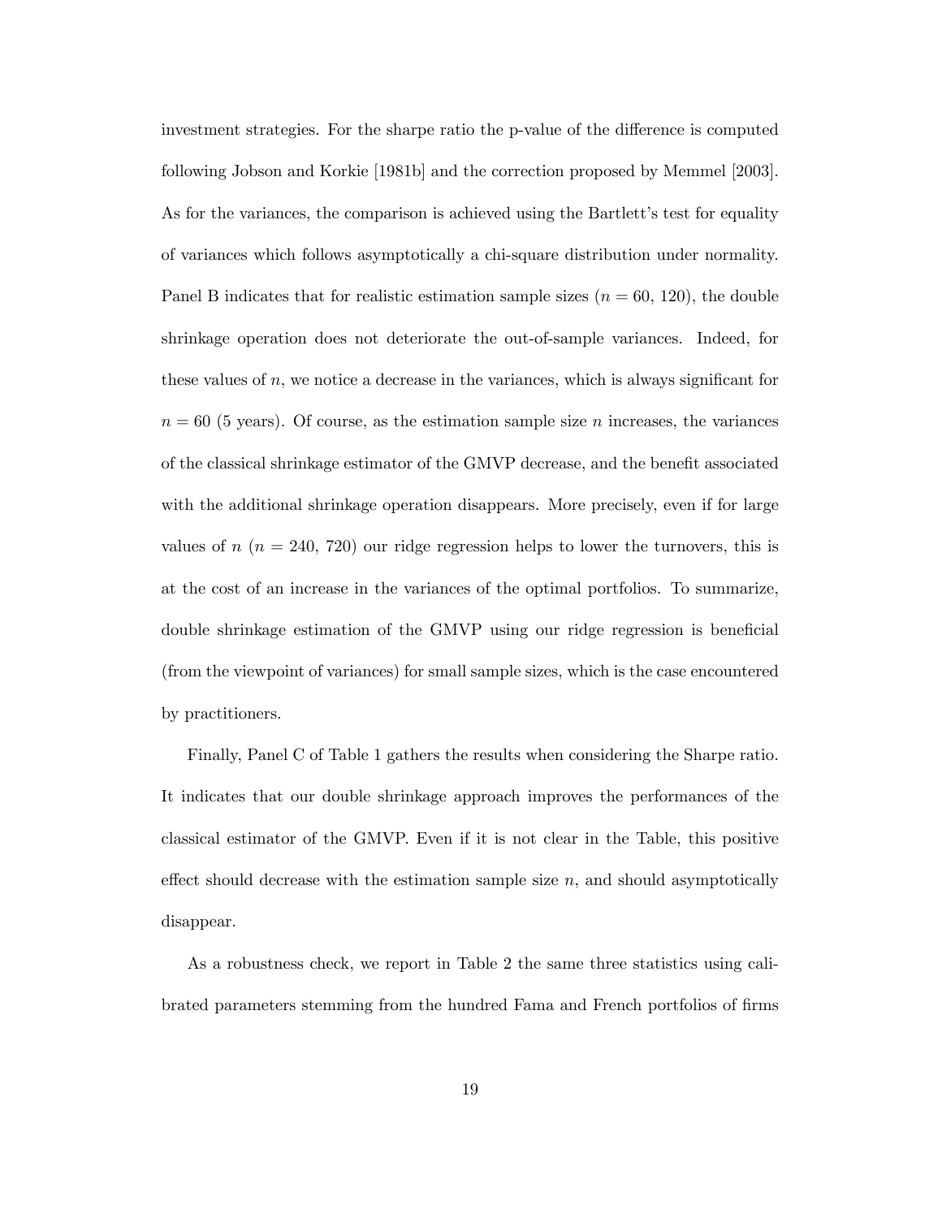investment strategies. For the sharpe ratio the p-value of the difference is computed following Jobson and Korkie [1981b] and the correction proposed by Memmel [2003]. As for the variances, the comparison is achieved using the Bartlett's test for equality of variances which follows asymptotically a chi-square distribution under normality. Panel B indicates that for realistic estimation sample sizes ($n = 60$, $120$), the double shrinkage operation does not deteriorate the out-of-sample variances. Indeed, for these values of $n$, we notice a decrease in the variances, which is always significant for $n = 60$ (5 years). Of course, as the estimation sample size $n$ increases, the variances of the classical shrinkage estimator of the GMVP decrease, and the benefit associated with the additional shrinkage operation disappears. More precisely, even if for large values of $n$ ($n = 240$, $720$) our ridge regression helps to lower the turnovers, this is at the cost of an increase in the variances of the optimal portfolios. To summarize, double shrinkage estimation of the GMVP using our ridge regression is beneficial (from the viewpoint of variances) for small sample sizes, which is the case encountered by practitioners.

Finally, Panel C of Table 1 gathers the results when considering the Sharpe ratio. It indicates that our double shrinkage approach improves the performances of the classical estimator of the GMVP. Even if it is not clear in the Table, this positive effect should decrease with the estimation sample size $n$, and should asymptotically disappear.

As a robustness check, we report in Table 2 the same three statistics using calibrated parameters stemming from the hundred Fama and French portfolios of firms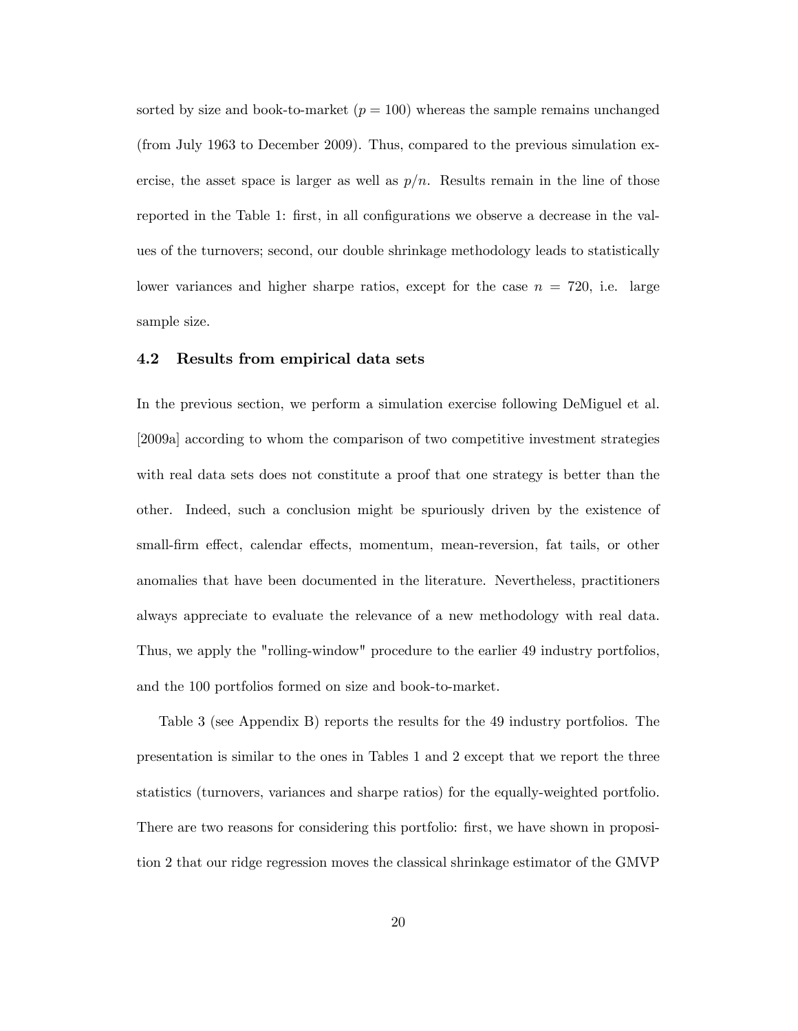sorted by size and book-to-market ($p = 100$) whereas the sample remains unchanged (from July 1963 to December 2009). Thus, compared to the previous simulation exercise, the asset space is larger as well as $p/n$. Results remain in the line of those reported in the Table 1: first, in all configurations we observe a decrease in the values of the turnovers; second, our double shrinkage methodology leads to statistically lower variances and higher sharpe ratios, except for the case $n = 720$, i.e. large sample size.

### 4.2 Results from empirical data sets

In the previous section, we perform a simulation exercise following DeMiguel et al. [2009a] according to whom the comparison of two competitive investment strategies with real data sets does not constitute a proof that one strategy is better than the other. Indeed, such a conclusion might be spuriously driven by the existence of small-firm effect, calendar effects, momentum, mean-reversion, fat tails, or other anomalies that have been documented in the literature. Nevertheless, practitioners always appreciate to evaluate the relevance of a new methodology with real data. Thus, we apply the "rolling-window" procedure to the earlier 49 industry portfolios, and the 100 portfolios formed on size and book-to-market.

Table 3 (see Appendix B) reports the results for the 49 industry portfolios. The presentation is similar to the ones in Tables 1 and 2 except that we report the three statistics (turnovers, variances and sharpe ratios) for the equally-weighted portfolio. There are two reasons for considering this portfolio: first, we have shown in proposition 2 that our ridge regression moves the classical shrinkage estimator of the GMVP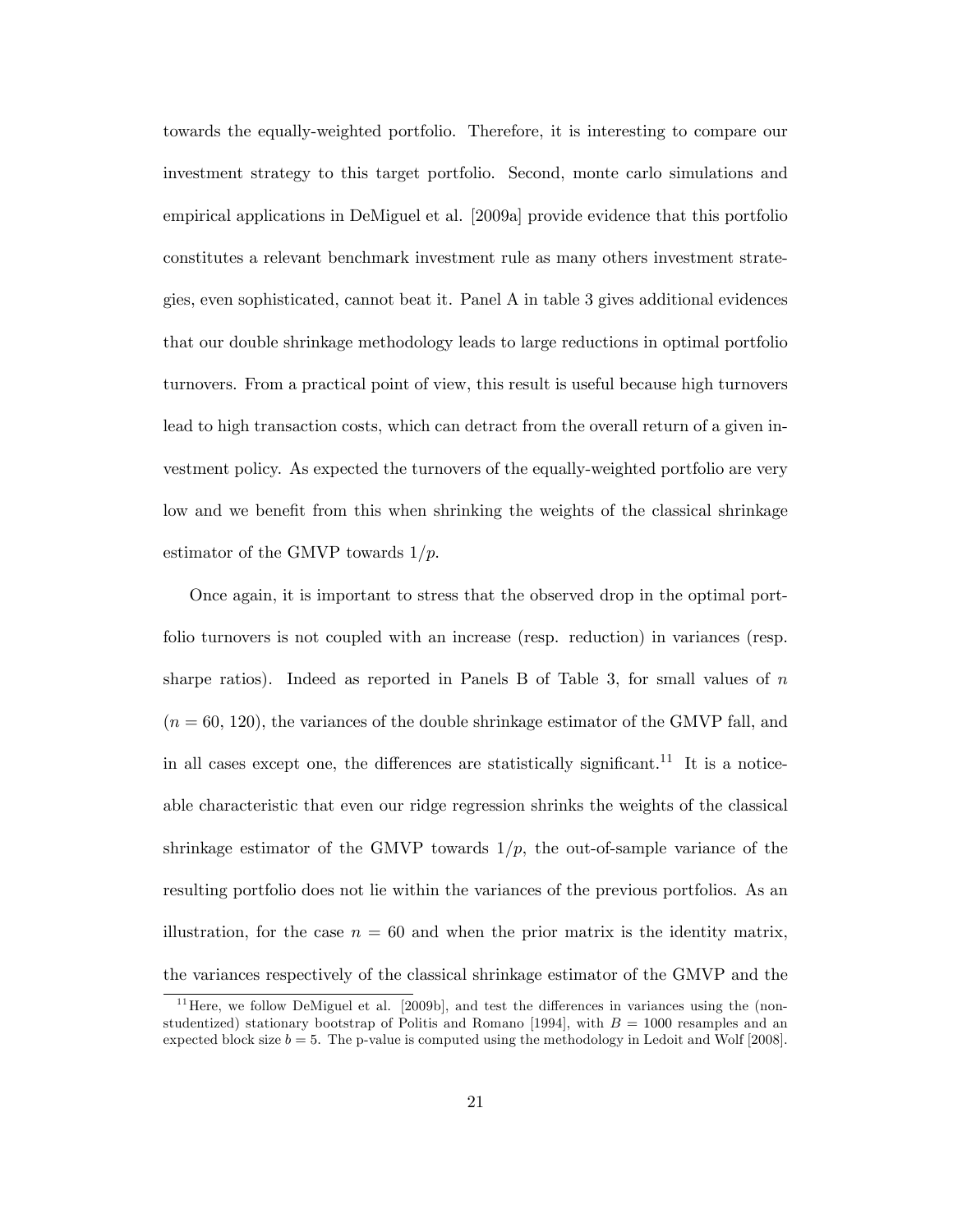towards the equally-weighted portfolio. Therefore, it is interesting to compare our investment strategy to this target portfolio. Second, monte carlo simulations and empirical applications in DeMiguel et al. [2009a] provide evidence that this portfolio constitutes a relevant benchmark investment rule as many others investment strategies, even sophisticated, cannot beat it. Panel A in table 3 gives additional evidences that our double shrinkage methodology leads to large reductions in optimal portfolio turnovers. From a practical point of view, this result is useful because high turnovers lead to high transaction costs, which can detract from the overall return of a given investment policy. As expected the turnovers of the equally-weighted portfolio are very low and we benefit from this when shrinking the weights of the classical shrinkage estimator of the GMVP towards $1/p$.

Once again, it is important to stress that the observed drop in the optimal portfolio turnovers is not coupled with an increase (resp. reduction) in variances (resp. sharpe ratios). Indeed as reported in Panels B of Table 3, for small values of $n$ ($n = 60$, $120$), the variances of the double shrinkage estimator of the GMVP fall, and in all cases except one, the differences are statistically significant.[11] It is a noticeable characteristic that even our ridge regression shrinks the weights of the classical shrinkage estimator of the GMVP towards $1/p$, the out-of-sample variance of the resulting portfolio does not lie within the variances of the previous portfolios. As an illustration, for the case $n = 60$ and when the prior matrix is the identity matrix, the variances respectively of the classical shrinkage estimator of the GMVP and the

[11] Here, we follow DeMiguel et al. [2009b], and test the differences in variances using the (non-studentized) stationary bootstrap of Politis and Romano [1994], with $B = 1000$ resamples and an expected block size $b = 5$. The p-value is computed using the methodology in Ledoit and Wolf [2008].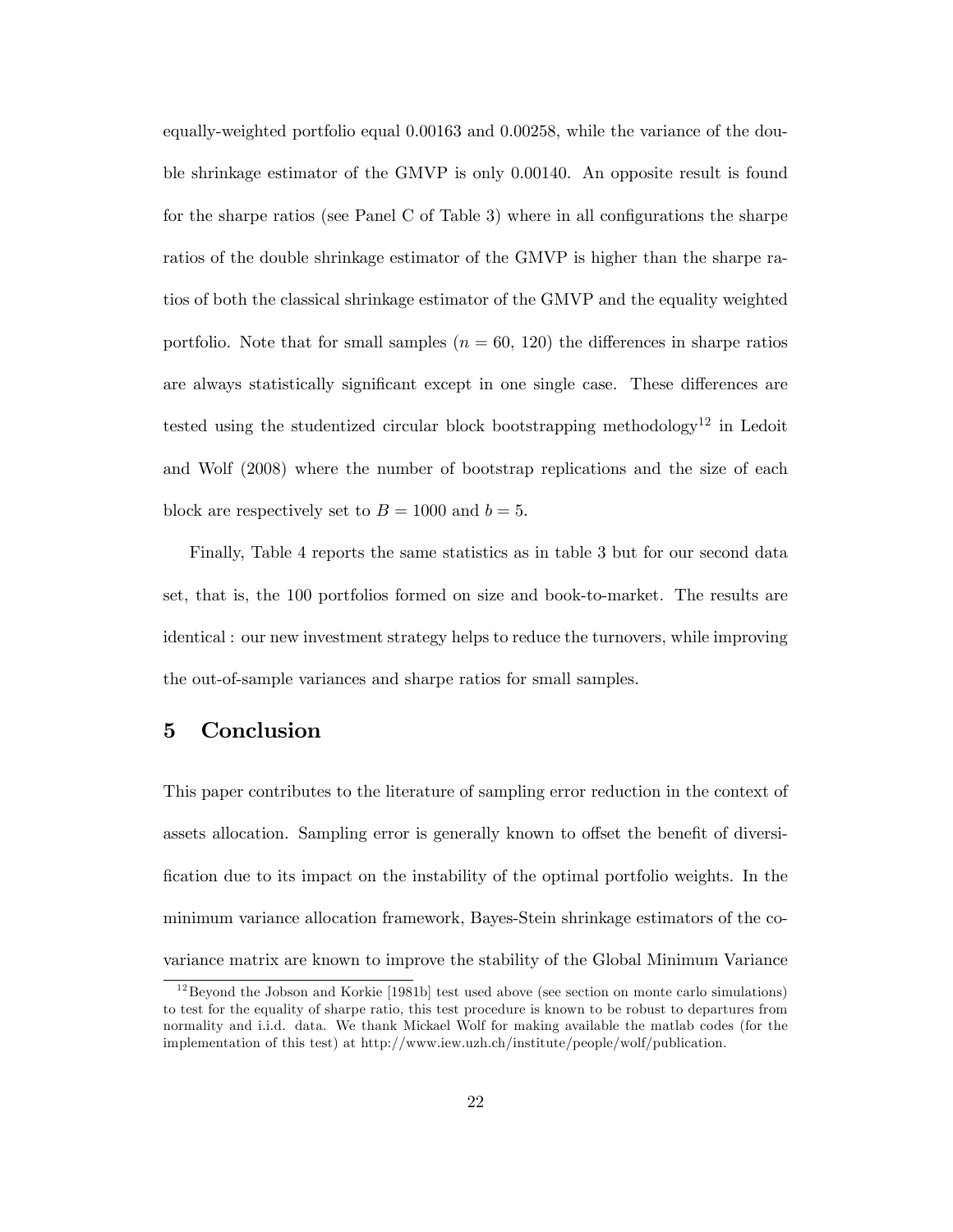equally-weighted portfolio equal 0.00163 and 0.00258, while the variance of the double shrinkage estimator of the GMVP is only 0.00140. An opposite result is found for the sharpe ratios (see Panel C of Table 3) where in all configurations the sharpe ratios of the double shrinkage estimator of the GMVP is higher than the sharpe ratios of both the classical shrinkage estimator of the GMVP and the equality weighted portfolio. Note that for small samples ($n = 60$, 120) the differences in sharpe ratios are always statistically significant except in one single case. These differences are tested using the studentized circular block bootstrapping methodology[12] in Ledoit and Wolf (2008) where the number of bootstrap replications and the size of each block are respectively set to $B = 1000$ and $b = 5$.

Finally, Table 4 reports the same statistics as in table 3 but for our second data set, that is, the 100 portfolios formed on size and book-to-market. The results are identical : our new investment strategy helps to reduce the turnovers, while improving the out-of-sample variances and sharpe ratios for small samples.

# 5 Conclusion

This paper contributes to the literature of sampling error reduction in the context of assets allocation. Sampling error is generally known to offset the benefit of diversification due to its impact on the instability of the optimal portfolio weights. In the minimum variance allocation framework, Bayes-Stein shrinkage estimators of the covariance matrix are known to improve the stability of the Global Minimum Variance

[12] Beyond the Jobson and Korkie [1981b] test used above (see section on monte carlo simulations) to test for the equality of sharpe ratio, this test procedure is known to be robust to departures from normality and i.i.d. data. We thank Mickael Wolf for making available the matlab codes (for the implementation of this test) at http://www.iew.uzh.ch/institute/people/wolf/publication.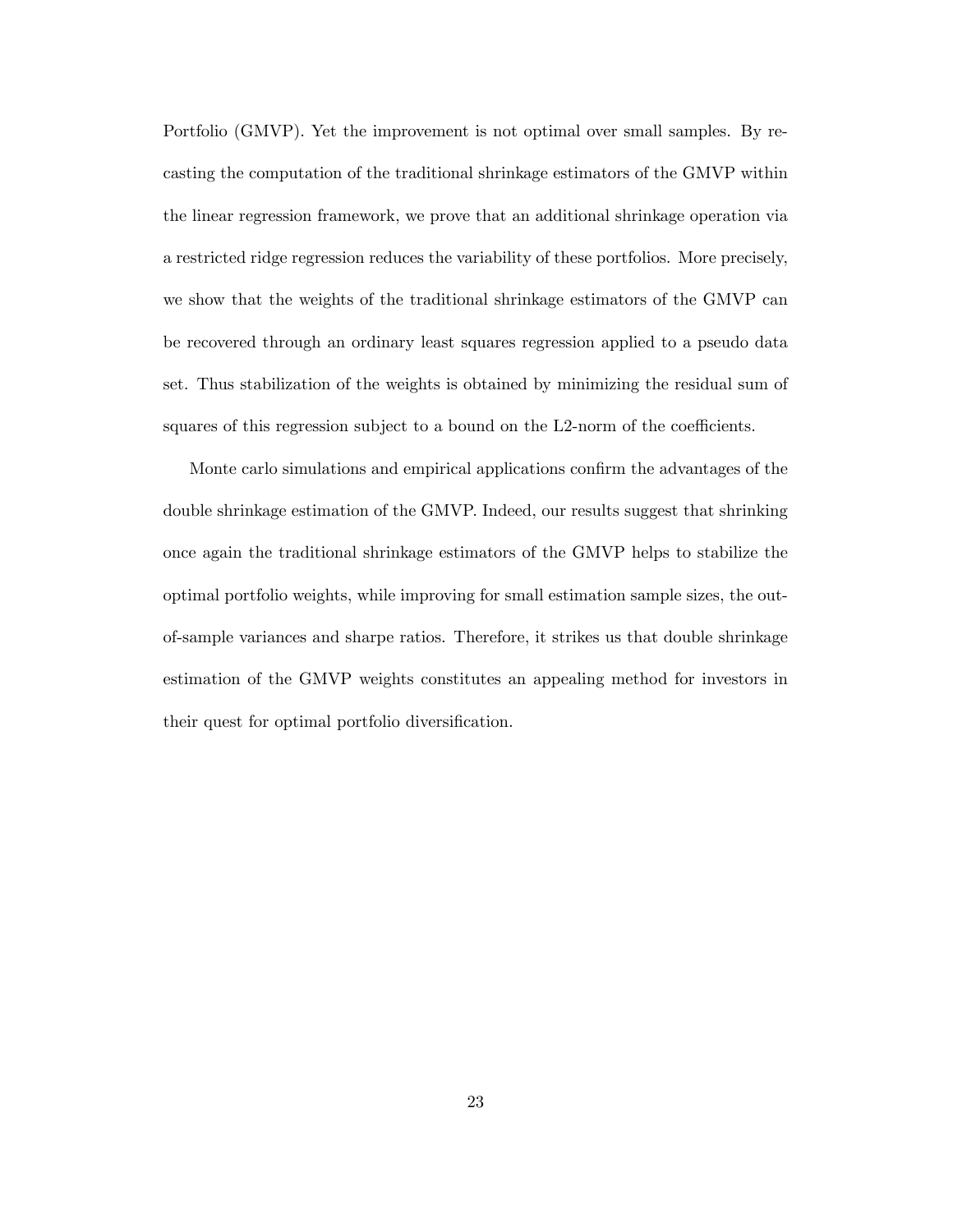Portfolio (GMVP). Yet the improvement is not optimal over small samples. By recasting the computation of the traditional shrinkage estimators of the GMVP within the linear regression framework, we prove that an additional shrinkage operation via a restricted ridge regression reduces the variability of these portfolios. More precisely, we show that the weights of the traditional shrinkage estimators of the GMVP can be recovered through an ordinary least squares regression applied to a pseudo data set. Thus stabilization of the weights is obtained by minimizing the residual sum of squares of this regression subject to a bound on the L2-norm of the coefficients.

Monte carlo simulations and empirical applications confirm the advantages of the double shrinkage estimation of the GMVP. Indeed, our results suggest that shrinking once again the traditional shrinkage estimators of the GMVP helps to stabilize the optimal portfolio weights, while improving for small estimation sample sizes, the out-of-sample variances and sharpe ratios. Therefore, it strikes us that double shrinkage estimation of the GMVP weights constitutes an appealing method for investors in their quest for optimal portfolio diversification.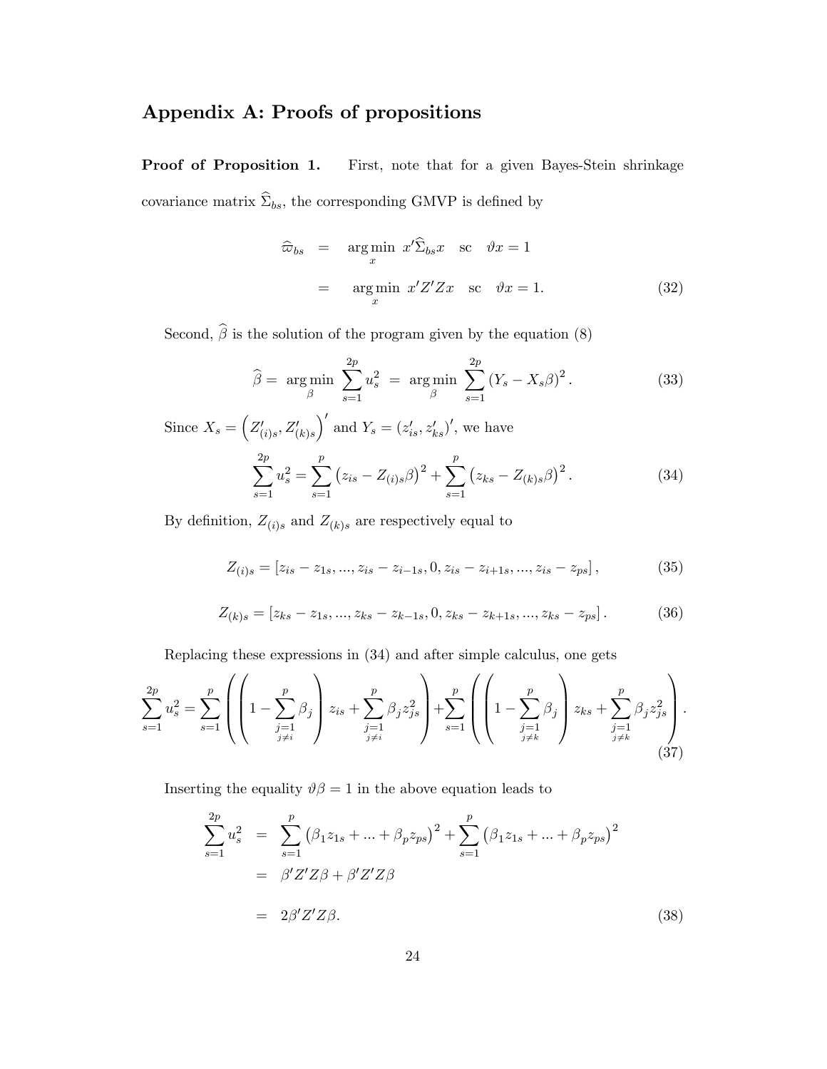## Appendix A: Proofs of propositions

**Proof of Proposition 1.** First, note that for a given Bayes-Stein shrinkage covariance matrix $\widehat{\Sigma}_{bs}$, the corresponding GMVP is defined by

$$
\begin{aligned}
\widehat{\varpi}_{bs} &= \arg\min_{x} \; x'\widehat{\Sigma}_{bs}x \quad \text{sc} \quad \vartheta x = 1 \\
&= \arg\min_{x} \; x'Z'Zx \quad \text{sc} \quad \vartheta x = 1. \qquad (32)
\end{aligned}
$$

Second, $\widehat{\beta}$ is the solution of the program given by the equation (8)

$$
\widehat{\beta} = \arg\min_{\beta} \sum_{s=1}^{2p} u_s^2 = \arg\min_{\beta} \sum_{s=1}^{2p} \left(Y_s - X_s\beta\right)^2. \qquad (33)
$$

Since $X_s = \left(Z'_{(i)s}, Z'_{(k)s}\right)'$ and $Y_s = (z'_{is}, z'_{ks})'$, we have

$$
\sum_{s=1}^{2p} u_s^2 = \sum_{s=1}^{p} \left(z_{is} - Z_{(i)s}\beta\right)^2 + \sum_{s=1}^{p} \left(z_{ks} - Z_{(k)s}\beta\right)^2. \qquad (34)
$$

By definition, $Z_{(i)s}$ and $Z_{(k)s}$ are respectively equal to

$$
Z_{(i)s} = \left[z_{is} - z_{1s}, ..., z_{is} - z_{i-1s}, 0, z_{is} - z_{i+1s}, ..., z_{is} - z_{ps}\right], \qquad (35)
$$

$$
Z_{(k)s} = \left[z_{ks} - z_{1s}, ..., z_{ks} - z_{k-1s}, 0, z_{ks} - z_{k+1s}, ..., z_{ks} - z_{ps}\right]. \qquad (36)
$$

Replacing these expressions in (34) and after simple calculus, one gets

$$
\sum_{s=1}^{2p} u_s^2 = \sum_{s=1}^{p} \left( \left(1 - \sum_{\substack{j=1 \\ j \neq i}}^{p} \beta_j \right) z_{is} + \sum_{\substack{j=1 \\ j \neq i}}^{p} \beta_j z_{js}^2 \right) + \sum_{s=1}^{p} \left( \left(1 - \sum_{\substack{j=1 \\ j \neq k}}^{p} \beta_j \right) z_{ks} + \sum_{\substack{j=1 \\ j \neq k}}^{p} \beta_j z_{js}^2 \right). \qquad (37)
$$

Inserting the equality $\vartheta\beta = 1$ in the above equation leads to

$$
\begin{aligned}
\sum_{s=1}^{2p} u_s^2 &= \sum_{s=1}^{p} \left(\beta_1 z_{1s} + ... + \beta_p z_{ps}\right)^2 + \sum_{s=1}^{p} \left(\beta_1 z_{1s} + ... + \beta_p z_{ps}\right)^2 \\
&= \beta' Z' Z \beta + \beta' Z' Z \beta \\
&= 2\beta' Z' Z \beta. \qquad (38)
\end{aligned}
$$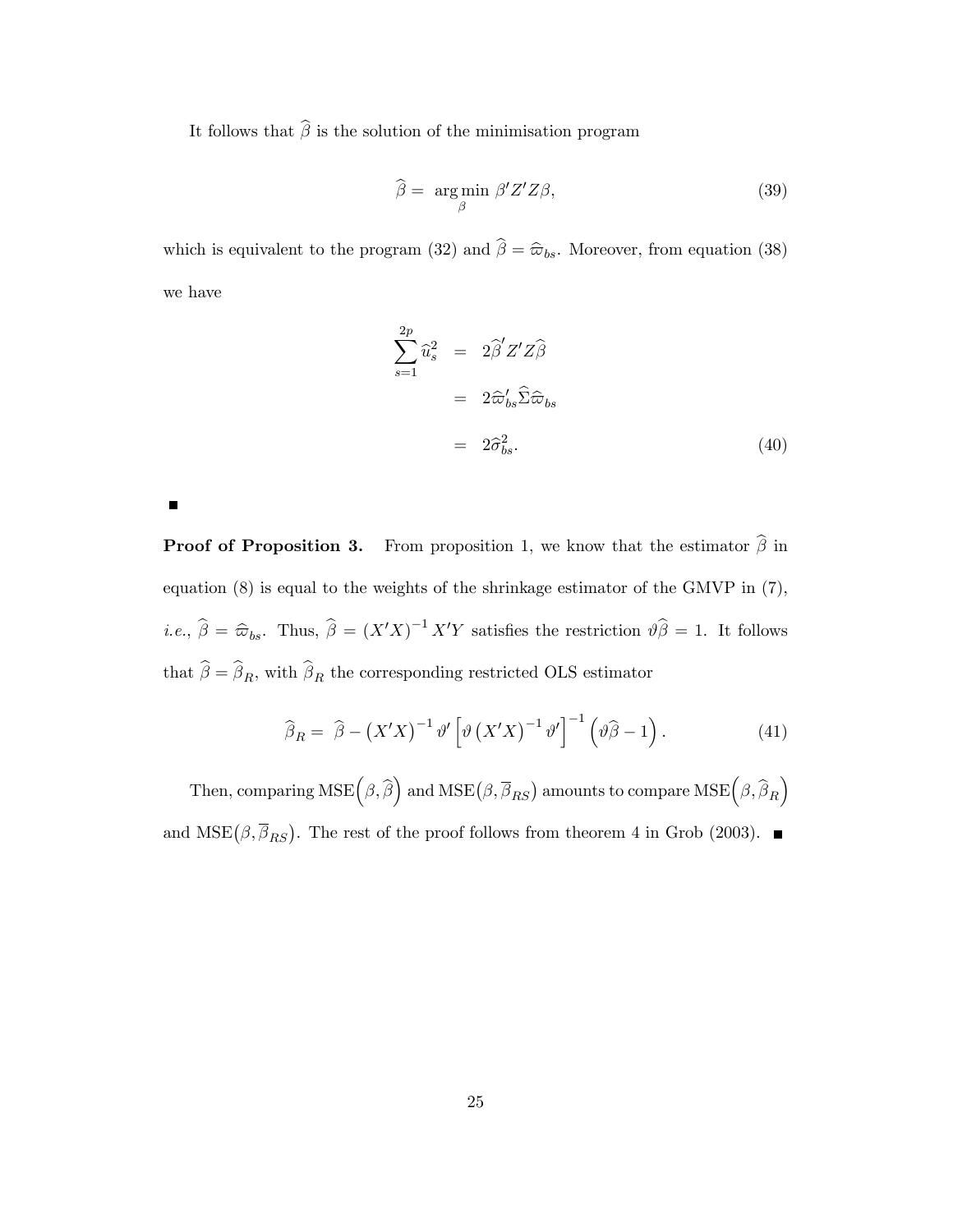It follows that $\widehat{\beta}$ is the solution of the minimisation program

$$\widehat{\beta} = \underset{\beta}{\arg\min}\ \beta' Z' Z \beta, \tag{39}$$

which is equivalent to the program (32) and $\widehat{\beta} = \widehat{\varpi}_{bs}$. Moreover, from equation (38) we have

$$\begin{aligned}
\sum_{s=1}^{2p} \widehat{u}_s^2 &= 2\widehat{\beta}' Z' Z \widehat{\beta} \\
&= 2\widehat{\varpi}_{bs}' \widehat{\Sigma} \widehat{\varpi}_{bs} \\
&= 2\widehat{\sigma}_{bs}^2.
\end{aligned} \tag{40}$$

■

**Proof of Proposition 3.** From proposition 1, we know that the estimator $\widehat{\beta}$ in equation (8) is equal to the weights of the shrinkage estimator of the GMVP in (7), *i.e.*, $\widehat{\beta} = \widehat{\varpi}_{bs}$. Thus, $\widehat{\beta} = (X'X)^{-1} X'Y$ satisfies the restriction $\vartheta\widehat{\beta} = 1$. It follows that $\widehat{\beta} = \widehat{\beta}_R$, with $\widehat{\beta}_R$ the corresponding restricted OLS estimator

$$\widehat{\beta}_R = \widehat{\beta} - \left(X'X\right)^{-1} \vartheta' \left[\vartheta \left(X'X\right)^{-1} \vartheta'\right]^{-1} \left(\vartheta\widehat{\beta} - 1\right). \tag{41}$$

Then, comparing $\text{MSE}\left(\beta, \widehat{\beta}\right)$ and $\text{MSE}\left(\beta, \overline{\beta}_{RS}\right)$ amounts to compare $\text{MSE}\left(\beta, \widehat{\beta}_R\right)$ and $\text{MSE}\left(\beta, \overline{\beta}_{RS}\right)$. The rest of the proof follows from theorem 4 in Grob (2003). ■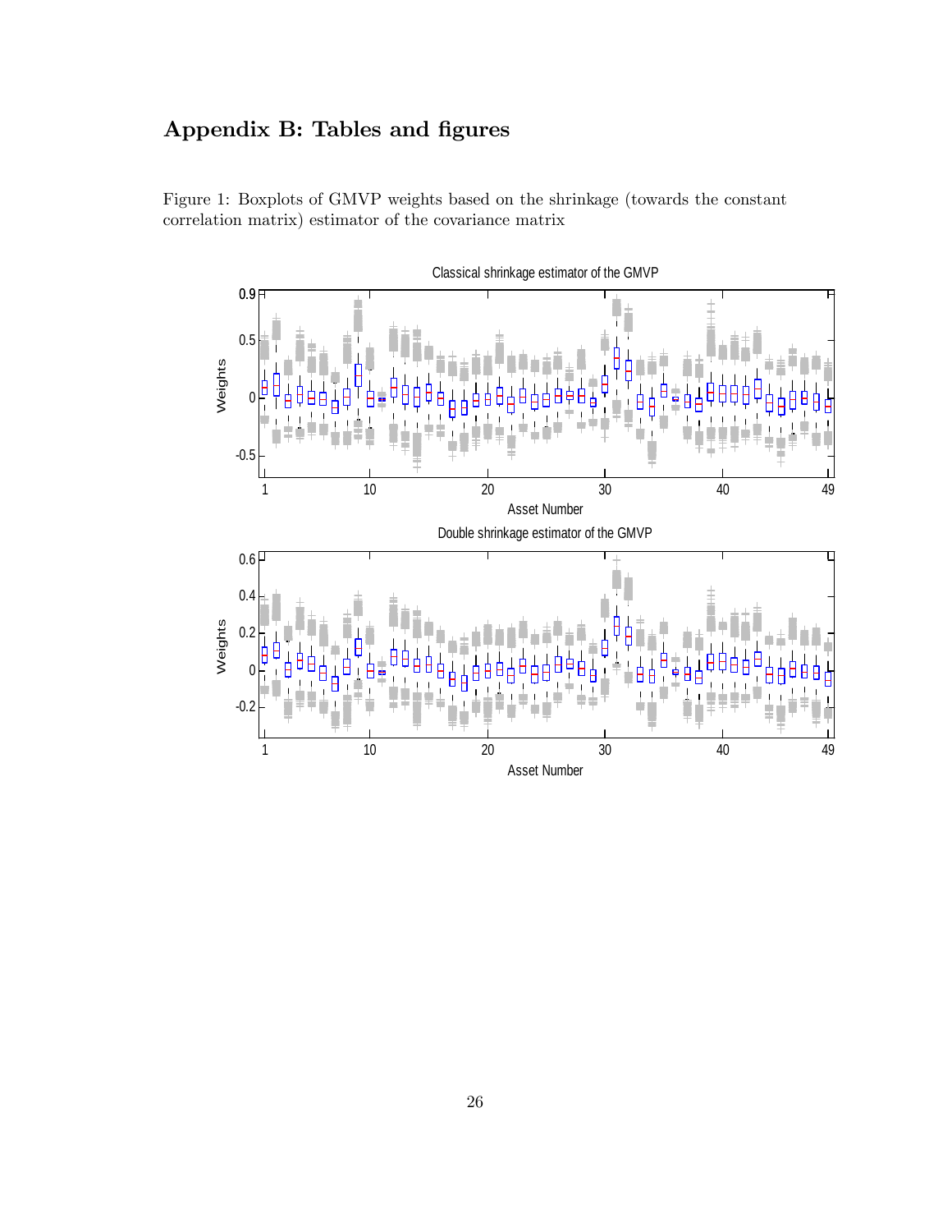# Appendix B: Tables and figures

Figure 1: Boxplots of GMVP weights based on the shrinkage (towards the constant correlation matrix) estimator of the covariance matrix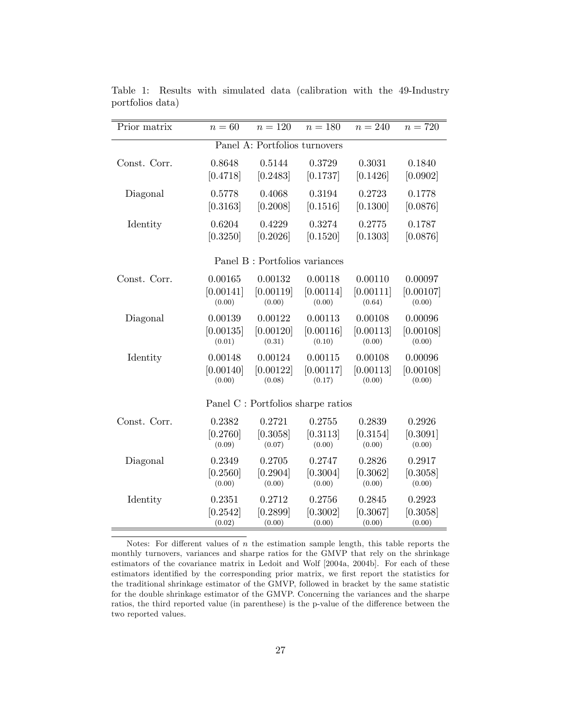Table 1: Results with simulated data (calibration with the 49-Industry portfolios data)

| Prior matrix | $n = 60$ | $n = 120$ | $n = 180$ | $n = 240$ | $n = 720$ |
|---|---|---|---|---|---|
| | | | Panel A: Portfolios turnovers | | |
| Const. Corr. | 0.8648 | 0.5144 | 0.3729 | 0.3031 | 0.1840 |
| | [0.4718] | [0.2483] | [0.1737] | [0.1426] | [0.0902] |
| Diagonal | 0.5778 | 0.4068 | 0.3194 | 0.2723 | 0.1778 |
| | [0.3163] | [0.2008] | [0.1516] | [0.1300] | [0.0876] |
| Identity | 0.6204 | 0.4229 | 0.3274 | 0.2775 | 0.1787 |
| | [0.3250] | [0.2026] | [0.1520] | [0.1303] | [0.0876] |
| | | | Panel B : Portfolios variances | | |
| Const. Corr. | 0.00165 | 0.00132 | 0.00118 | 0.00110 | 0.00097 |
| | [0.00141] | [0.00119] | [0.00114] | [0.00111] | [0.00107] |
| | (0.00) | (0.00) | (0.00) | (0.64) | (0.00) |
| Diagonal | 0.00139 | 0.00122 | 0.00113 | 0.00108 | 0.00096 |
| | [0.00135] | [0.00120] | [0.00116] | [0.00113] | [0.00108] |
| | (0.01) | (0.31) | (0.10) | (0.00) | (0.00) |
| Identity | 0.00148 | 0.00124 | 0.00115 | 0.00108 | 0.00096 |
| | [0.00140] | [0.00122] | [0.00117] | [0.00113] | [0.00108] |
| | (0.00) | (0.08) | (0.17) | (0.00) | (0.00) |
| | | | Panel C : Portfolios sharpe ratios | | |
| Const. Corr. | 0.2382 | 0.2721 | 0.2755 | 0.2839 | 0.2926 |
| | [0.2760] | [0.3058] | [0.3113] | [0.3154] | [0.3091] |
| | (0.09) | (0.07) | (0.00) | (0.00) | (0.00) |
| Diagonal | 0.2349 | 0.2705 | 0.2747 | 0.2826 | 0.2917 |
| | [0.2560] | [0.2904] | [0.3004] | [0.3062] | [0.3058] |
| | (0.00) | (0.00) | (0.00) | (0.00) | (0.00) |
| Identity | 0.2351 | 0.2712 | 0.2756 | 0.2845 | 0.2923 |
| | [0.2542] | [0.2899] | [0.3002] | [0.3067] | [0.3058] |
| | (0.02) | (0.00) | (0.00) | (0.00) | (0.00) |

Notes: For different values of $n$ the estimation sample length, this table reports the monthly turnovers, variances and sharpe ratios for the GMVP that rely on the shrinkage estimators of the covariance matrix in Ledoit and Wolf [2004a, 2004b]. For each of these estimators identified by the corresponding prior matrix, we first report the statistics for the traditional shrinkage estimator of the GMVP, followed in bracket by the same statistic for the double shrinkage estimator of the GMVP. Concerning the variances and the sharpe ratios, the third reported value (in parenthese) is the p-value of the difference between the two reported values.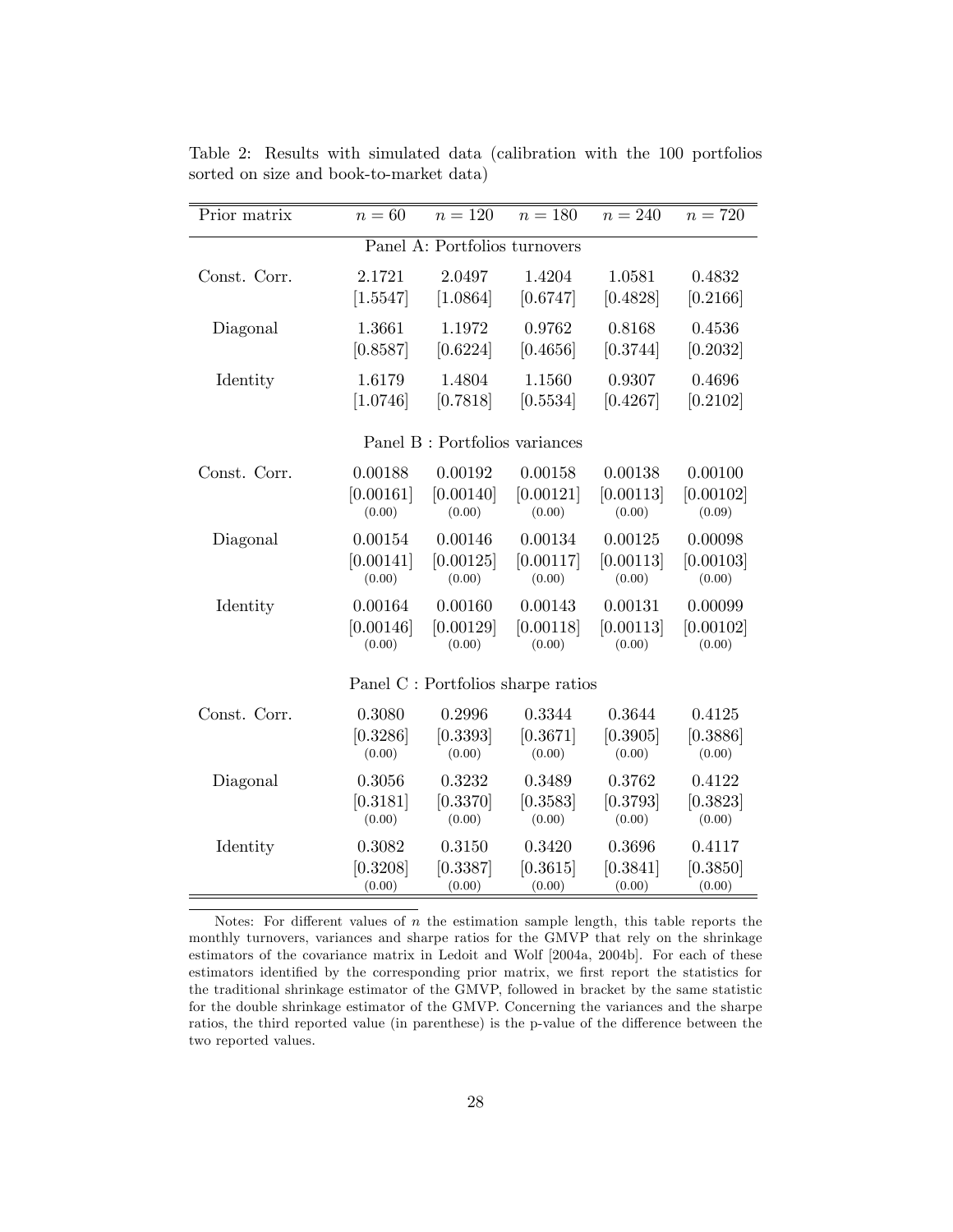Table 2: Results with simulated data (calibration with the 100 portfolios sorted on size and book-to-market data)

| Prior matrix | $n = 60$ | $n = 120$ | $n = 180$ | $n = 240$ | $n = 720$ |
|---|---|---|---|---|---|
| **Panel A: Portfolios turnovers** | | | | | |
| Const. Corr. | 2.1721 | 2.0497 | 1.4204 | 1.0581 | 0.4832 |
| | [1.5547] | [1.0864] | [0.6747] | [0.4828] | [0.2166] |
| Diagonal | 1.3661 | 1.1972 | 0.9762 | 0.8168 | 0.4536 |
| | [0.8587] | [0.6224] | [0.4656] | [0.3744] | [0.2032] |
| Identity | 1.6179 | 1.4804 | 1.1560 | 0.9307 | 0.4696 |
| | [1.0746] | [0.7818] | [0.5534] | [0.4267] | [0.2102] |
| **Panel B : Portfolios variances** | | | | | |
| Const. Corr. | 0.00188 | 0.00192 | 0.00158 | 0.00138 | 0.00100 |
| | [0.00161] | [0.00140] | [0.00121] | [0.00113] | [0.00102] |
| | (0.00) | (0.00) | (0.00) | (0.00) | (0.09) |
| Diagonal | 0.00154 | 0.00146 | 0.00134 | 0.00125 | 0.00098 |
| | [0.00141] | [0.00125] | [0.00117] | [0.00113] | [0.00103] |
| | (0.00) | (0.00) | (0.00) | (0.00) | (0.00) |
| Identity | 0.00164 | 0.00160 | 0.00143 | 0.00131 | 0.00099 |
| | [0.00146] | [0.00129] | [0.00118] | [0.00113] | [0.00102] |
| | (0.00) | (0.00) | (0.00) | (0.00) | (0.00) |
| **Panel C : Portfolios sharpe ratios** | | | | | |
| Const. Corr. | 0.3080 | 0.2996 | 0.3344 | 0.3644 | 0.4125 |
| | [0.3286] | [0.3393] | [0.3671] | [0.3905] | [0.3886] |
| | (0.00) | (0.00) | (0.00) | (0.00) | (0.00) |
| Diagonal | 0.3056 | 0.3232 | 0.3489 | 0.3762 | 0.4122 |
| | [0.3181] | [0.3370] | [0.3583] | [0.3793] | [0.3823] |
| | (0.00) | (0.00) | (0.00) | (0.00) | (0.00) |
| Identity | 0.3082 | 0.3150 | 0.3420 | 0.3696 | 0.4117 |
| | [0.3208] | [0.3387] | [0.3615] | [0.3841] | [0.3850] |
| | (0.00) | (0.00) | (0.00) | (0.00) | (0.00) |

Notes: For different values of $n$ the estimation sample length, this table reports the monthly turnovers, variances and sharpe ratios for the GMVP that rely on the shrinkage estimators of the covariance matrix in Ledoit and Wolf [2004a, 2004b]. For each of these estimators identified by the corresponding prior matrix, we first report the statistics for the traditional shrinkage estimator of the GMVP, followed in bracket by the same statistic for the double shrinkage estimator of the GMVP. Concerning the variances and the sharpe ratios, the third reported value (in parenthese) is the p-value of the difference between the two reported values.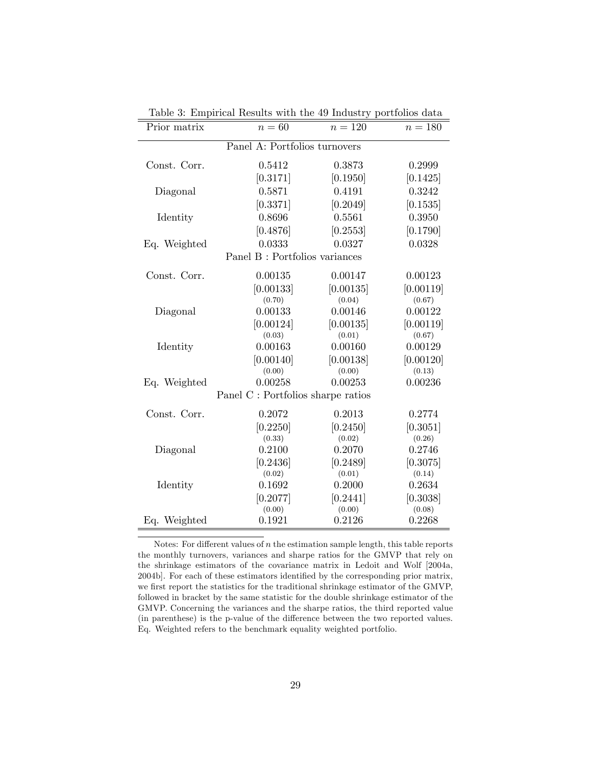Table 3: Empirical Results with the 49 Industry portfolios data

| Prior matrix | $n = 60$ | $n = 120$ | $n = 180$ |
|---|---|---|---|
| Panel A: Portfolios turnovers | | | |
| Const. Corr. | 0.5412 | 0.3873 | 0.2999 |
| | [0.3171] | [0.1950] | [0.1425] |
| Diagonal | 0.5871 | 0.4191 | 0.3242 |
| | [0.3371] | [0.2049] | [0.1535] |
| Identity | 0.8696 | 0.5561 | 0.3950 |
| | [0.4876] | [0.2553] | [0.1790] |
| Eq. Weighted | 0.0333 | 0.0327 | 0.0328 |
| Panel B : Portfolios variances | | | |
| Const. Corr. | 0.00135 | 0.00147 | 0.00123 |
| | [0.00133] | [0.00135] | [0.00119] |
| | (0.70) | (0.04) | (0.67) |
| Diagonal | 0.00133 | 0.00146 | 0.00122 |
| | [0.00124] | [0.00135] | [0.00119] |
| | (0.03) | (0.01) | (0.67) |
| Identity | 0.00163 | 0.00160 | 0.00129 |
| | [0.00140] | [0.00138] | [0.00120] |
| | (0.00) | (0.00) | (0.13) |
| Eq. Weighted | 0.00258 | 0.00253 | 0.00236 |
| Panel C : Portfolios sharpe ratios | | | |
| Const. Corr. | 0.2072 | 0.2013 | 0.2774 |
| | [0.2250] | [0.2450] | [0.3051] |
| | (0.33) | (0.02) | (0.26) |
| Diagonal | 0.2100 | 0.2070 | 0.2746 |
| | [0.2436] | [0.2489] | [0.3075] |
| | (0.02) | (0.01) | (0.14) |
| Identity | 0.1692 | 0.2000 | 0.2634 |
| | [0.2077] | [0.2441] | [0.3038] |
| | (0.00) | (0.00) | (0.08) |
| Eq. Weighted | 0.1921 | 0.2126 | 0.2268 |

Notes: For different values of $n$ the estimation sample length, this table reports the monthly turnovers, variances and sharpe ratios for the GMVP that rely on the shrinkage estimators of the covariance matrix in Ledoit and Wolf [2004a, 2004b]. For each of these estimators identified by the corresponding prior matrix, we first report the statistics for the traditional shrinkage estimator of the GMVP, followed in bracket by the same statistic for the double shrinkage estimator of the GMVP. Concerning the variances and the sharpe ratios, the third reported value (in parenthese) is the p-value of the difference between the two reported values. Eq. Weighted refers to the benchmark equality weighted portfolio.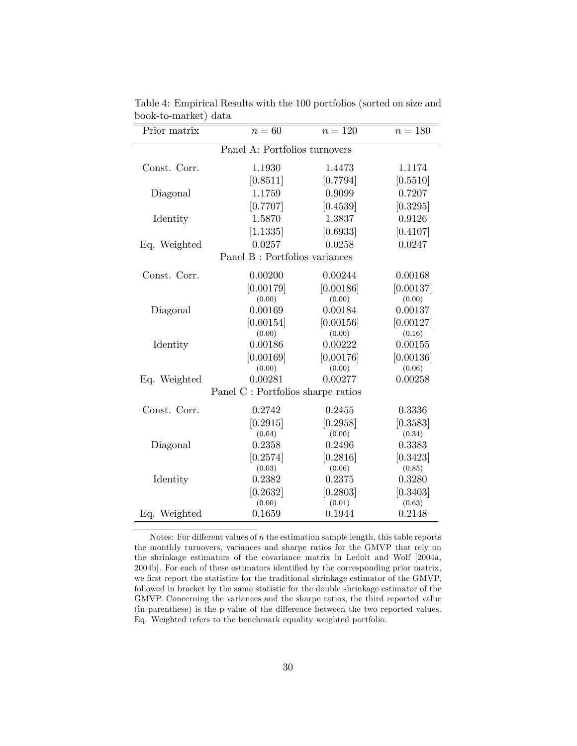Table 4: Empirical Results with the 100 portfolios (sorted on size and book-to-market) data

| Prior matrix | $n = 60$ | $n = 120$ | $n = 180$ |
|---|---|---|---|
| | **Panel A: Portfolios turnovers** | | |
| Const. Corr. | 1.1930 | 1.4473 | 1.1174 |
| | [0.8511] | [0.7794] | [0.5510] |
| Diagonal | 1.1759 | 0.9099 | 0.7207 |
| | [0.7707] | [0.4539] | [0.3295] |
| Identity | 1.5870 | 1.3837 | 0.9126 |
| | [1.1335] | [0.6933] | [0.4107] |
| Eq. Weighted | 0.0257 | 0.0258 | 0.0247 |
| | **Panel B : Portfolios variances** | | |
| Const. Corr. | 0.00200 | 0.00244 | 0.00168 |
| | [0.00179] | [0.00186] | [0.00137] |
| | (0.00) | (0.00) | (0.00) |
| Diagonal | 0.00169 | 0.00184 | 0.00137 |
| | [0.00154] | [0.00156] | [0.00127] |
| | (0.00) | (0.00) | (0.16) |
| Identity | 0.00186 | 0.00222 | 0.00155 |
| | [0.00169] | [0.00176] | [0.00136] |
| | (0.00) | (0.00) | (0.06) |
| Eq. Weighted | 0.00281 | 0.00277 | 0.00258 |
| | **Panel C : Portfolios sharpe ratios** | | |
| Const. Corr. | 0.2742 | 0.2455 | 0.3336 |
| | [0.2915] | [0.2958] | [0.3583] |
| | (0.04) | (0.00) | (0.34) |
| Diagonal | 0.2358 | 0.2496 | 0.3383 |
| | [0.2574] | [0.2816] | [0.3423] |
| | (0.03) | (0.06) | (0.85) |
| Identity | 0.2382 | 0.2375 | 0.3280 |
| | [0.2632] | [0.2803] | [0.3403] |
| | (0.00) | (0.01) | (0.63) |
| Eq. Weighted | 0.1659 | 0.1944 | 0.2148 |

Notes: For different values of $n$ the estimation sample length, this table reports the monthly turnovers, variances and sharpe ratios for the GMVP that rely on the shrinkage estimators of the covariance matrix in Ledoit and Wolf [2004a, 2004b]. For each of these estimators identified by the corresponding prior matrix, we first report the statistics for the traditional shrinkage estimator of the GMVP, followed in bracket by the same statistic for the double shrinkage estimator of the GMVP. Concerning the variances and the sharpe ratios, the third reported value (in parenthese) is the p-value of the difference between the two reported values. Eq. Weighted refers to the benchmark equality weighted portfolio.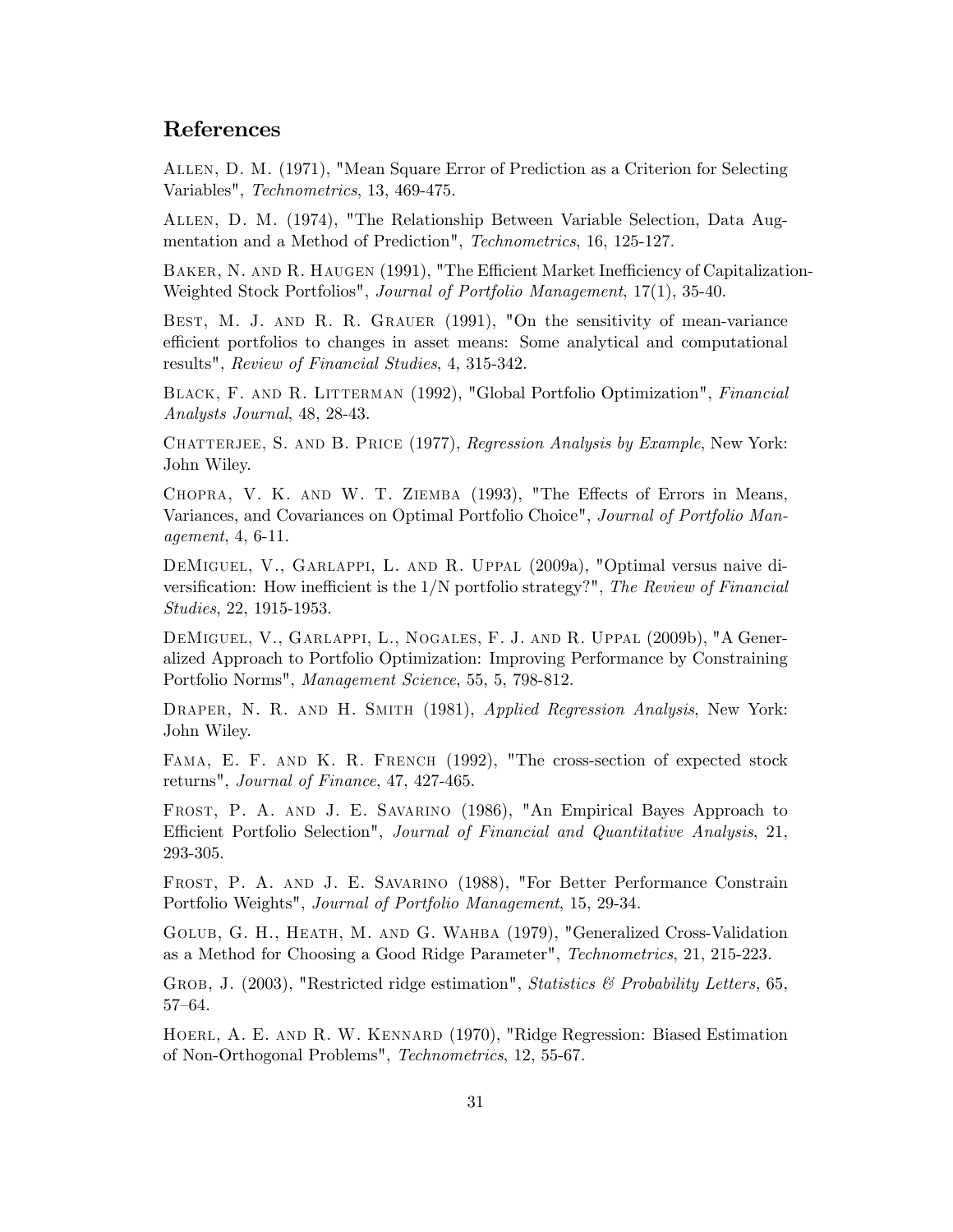## References

Allen, D. M. (1971), "Mean Square Error of Prediction as a Criterion for Selecting Variables", *Technometrics*, 13, 469-475.

Allen, D. M. (1974), "The Relationship Between Variable Selection, Data Augmentation and a Method of Prediction", *Technometrics*, 16, 125-127.

Baker, N. and R. Haugen (1991), "The Efficient Market Inefficiency of Capitalization-Weighted Stock Portfolios", *Journal of Portfolio Management*, 17(1), 35-40.

Best, M. J. and R. R. Grauer (1991), "On the sensitivity of mean-variance efficient portfolios to changes in asset means: Some analytical and computational results", *Review of Financial Studies*, 4, 315-342.

Black, F. and R. Litterman (1992), "Global Portfolio Optimization", *Financial Analysts Journal*, 48, 28-43.

Chatterjee, S. and B. Price (1977), *Regression Analysis by Example*, New York: John Wiley.

Chopra, V. K. and W. T. Ziemba (1993), "The Effects of Errors in Means, Variances, and Covariances on Optimal Portfolio Choice", *Journal of Portfolio Management*, 4, 6-11.

DeMiguel, V., Garlappi, L. and R. Uppal (2009a), "Optimal versus naive diversification: How inefficient is the 1/N portfolio strategy?", *The Review of Financial Studies*, 22, 1915-1953.

DeMiguel, V., Garlappi, L., Nogales, F. J. and R. Uppal (2009b), "A Generalized Approach to Portfolio Optimization: Improving Performance by Constraining Portfolio Norms", *Management Science*, 55, 5, 798-812.

Draper, N. R. and H. Smith (1981), *Applied Regression Analysis*, New York: John Wiley.

Fama, E. F. and K. R. French (1992), "The cross-section of expected stock returns", *Journal of Finance*, 47, 427-465.

Frost, P. A. and J. E. Savarino (1986), "An Empirical Bayes Approach to Efficient Portfolio Selection", *Journal of Financial and Quantitative Analysis*, 21, 293-305.

Frost, P. A. and J. E. Savarino (1988), "For Better Performance Constrain Portfolio Weights", *Journal of Portfolio Management*, 15, 29-34.

Golub, G. H., Heath, M. and G. Wahba (1979), "Generalized Cross-Validation as a Method for Choosing a Good Ridge Parameter", *Technometrics*, 21, 215-223.

Grob, J. (2003), "Restricted ridge estimation", *Statistics & Probability Letters*, 65, 57–64.

Hoerl, A. E. and R. W. Kennard (1970), "Ridge Regression: Biased Estimation of Non-Orthogonal Problems", *Technometrics*, 12, 55-67.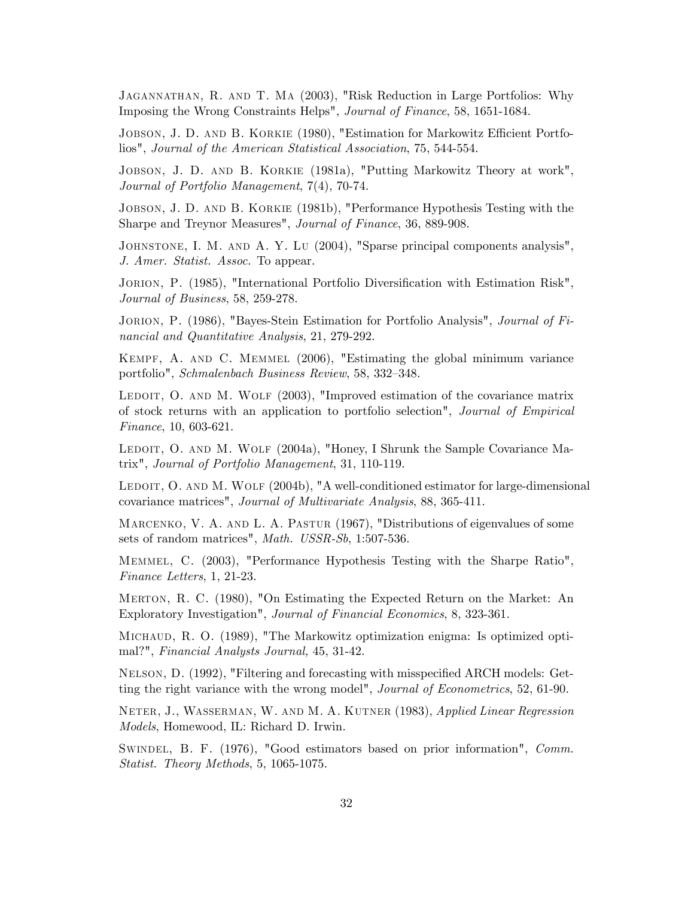Jagannathan, R. and T. Ma (2003), "Risk Reduction in Large Portfolios: Why Imposing the Wrong Constraints Helps", *Journal of Finance*, 58, 1651-1684.

Jobson, J. D. and B. Korkie (1980), "Estimation for Markowitz Efficient Portfolios", *Journal of the American Statistical Association*, 75, 544-554.

Jobson, J. D. and B. Korkie (1981a), "Putting Markowitz Theory at work", *Journal of Portfolio Management*, 7(4), 70-74.

Jobson, J. D. and B. Korkie (1981b), "Performance Hypothesis Testing with the Sharpe and Treynor Measures", *Journal of Finance*, 36, 889-908.

Johnstone, I. M. and A. Y. Lu (2004), "Sparse principal components analysis", *J. Amer. Statist. Assoc.* To appear.

Jorion, P. (1985), "International Portfolio Diversification with Estimation Risk", *Journal of Business*, 58, 259-278.

Jorion, P. (1986), "Bayes-Stein Estimation for Portfolio Analysis", *Journal of Financial and Quantitative Analysis*, 21, 279-292.

Kempf, A. and C. Memmel (2006), "Estimating the global minimum variance portfolio", *Schmalenbach Business Review*, 58, 332–348.

Ledoit, O. and M. Wolf (2003), "Improved estimation of the covariance matrix of stock returns with an application to portfolio selection", *Journal of Empirical Finance*, 10, 603-621.

Ledoit, O. and M. Wolf (2004a), "Honey, I Shrunk the Sample Covariance Matrix", *Journal of Portfolio Management*, 31, 110-119.

Ledoit, O. and M. Wolf (2004b), "A well-conditioned estimator for large-dimensional covariance matrices", *Journal of Multivariate Analysis*, 88, 365-411.

Marcenko, V. A. and L. A. Pastur (1967), "Distributions of eigenvalues of some sets of random matrices", *Math. USSR-Sb*, 1:507-536.

Memmel, C. (2003), "Performance Hypothesis Testing with the Sharpe Ratio", *Finance Letters*, 1, 21-23.

Merton, R. C. (1980), "On Estimating the Expected Return on the Market: An Exploratory Investigation", *Journal of Financial Economics*, 8, 323-361.

Michaud, R. O. (1989), "The Markowitz optimization enigma: Is optimized optimal?", *Financial Analysts Journal,* 45, 31-42.

Nelson, D. (1992), "Filtering and forecasting with misspecified ARCH models: Getting the right variance with the wrong model", *Journal of Econometrics*, 52, 61-90.

Neter, J., Wasserman, W. and M. A. Kutner (1983), *Applied Linear Regression Models*, Homewood, IL: Richard D. Irwin.

Swindel, B. F. (1976), "Good estimators based on prior information", *Comm. Statist. Theory Methods*, 5, 1065-1075.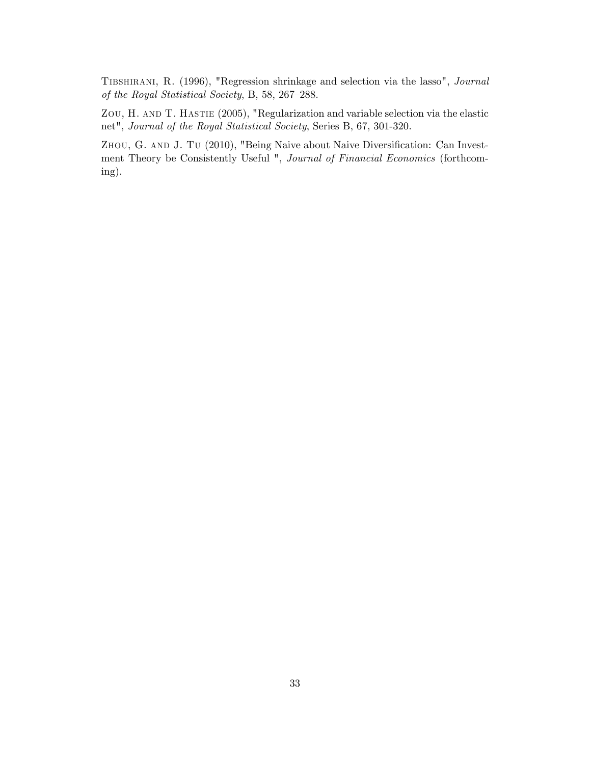Tibshirani, R. (1996), "Regression shrinkage and selection via the lasso", *Journal of the Royal Statistical Society*, B, 58, 267–288.

Zou, H. and T. Hastie (2005), "Regularization and variable selection via the elastic net", *Journal of the Royal Statistical Society*, Series B, 67, 301-320.

Zhou, G. and J. Tu (2010), "Being Naive about Naive Diversification: Can Investment Theory be Consistently Useful ", *Journal of Financial Economics* (forthcoming).